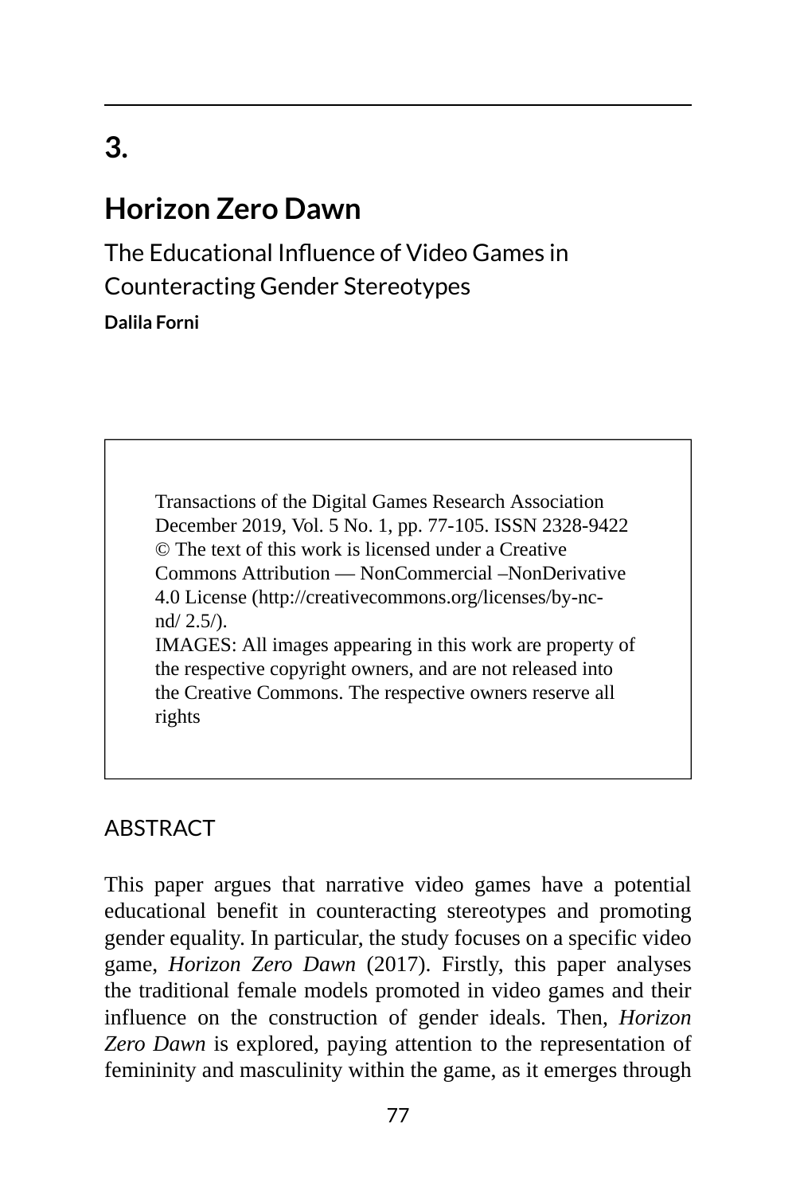# 3.

# Horizon Zero Dawn

## The Educational Influence of Video Games in Counteracting Gender Stereotypes

**Dalila Forni**

Transactions of the Digital Games Research Association
December 2019, Vol. 5 No. 1, pp. 77-105. ISSN 2328-9422
© The text of this work is licensed under a Creative Commons Attribution — NonCommercial –NonDerivative 4.0 License (http://creativecommons.org/licenses/by-nc-nd/ 2.5/).
IMAGES: All images appearing in this work are property of the respective copyright owners, and are not released into the Creative Commons. The respective owners reserve all rights

## ABSTRACT

This paper argues that narrative video games have a potential educational benefit in counteracting stereotypes and promoting gender equality. In particular, the study focuses on a specific video game, *Horizon Zero Dawn* (2017). Firstly, this paper analyses the traditional female models promoted in video games and their influence on the construction of gender ideals. Then, *Horizon Zero Dawn* is explored, paying attention to the representation of femininity and masculinity within the game, as it emerges through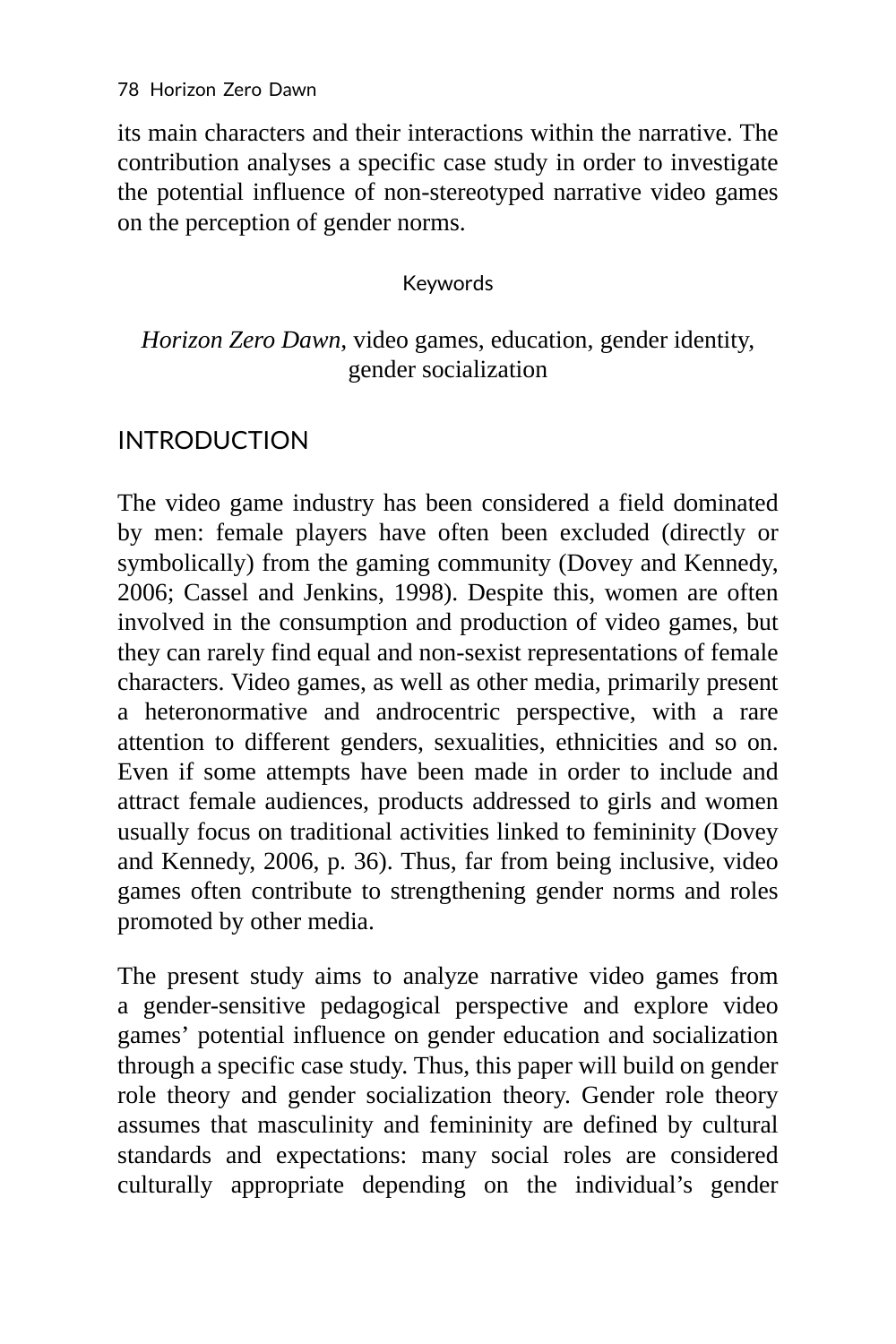its main characters and their interactions within the narrative. The contribution analyses a specific case study in order to investigate the potential influence of non-stereotyped narrative video games on the perception of gender norms.

Keywords

*Horizon Zero Dawn*, video games, education, gender identity, gender socialization

## INTRODUCTION

The video game industry has been considered a field dominated by men: female players have often been excluded (directly or symbolically) from the gaming community (Dovey and Kennedy, 2006; Cassel and Jenkins, 1998). Despite this, women are often involved in the consumption and production of video games, but they can rarely find equal and non-sexist representations of female characters. Video games, as well as other media, primarily present a heteronormative and androcentric perspective, with a rare attention to different genders, sexualities, ethnicities and so on. Even if some attempts have been made in order to include and attract female audiences, products addressed to girls and women usually focus on traditional activities linked to femininity (Dovey and Kennedy, 2006, p. 36). Thus, far from being inclusive, video games often contribute to strengthening gender norms and roles promoted by other media.

The present study aims to analyze narrative video games from a gender-sensitive pedagogical perspective and explore video games' potential influence on gender education and socialization through a specific case study. Thus, this paper will build on gender role theory and gender socialization theory. Gender role theory assumes that masculinity and femininity are defined by cultural standards and expectations: many social roles are considered culturally appropriate depending on the individual's gender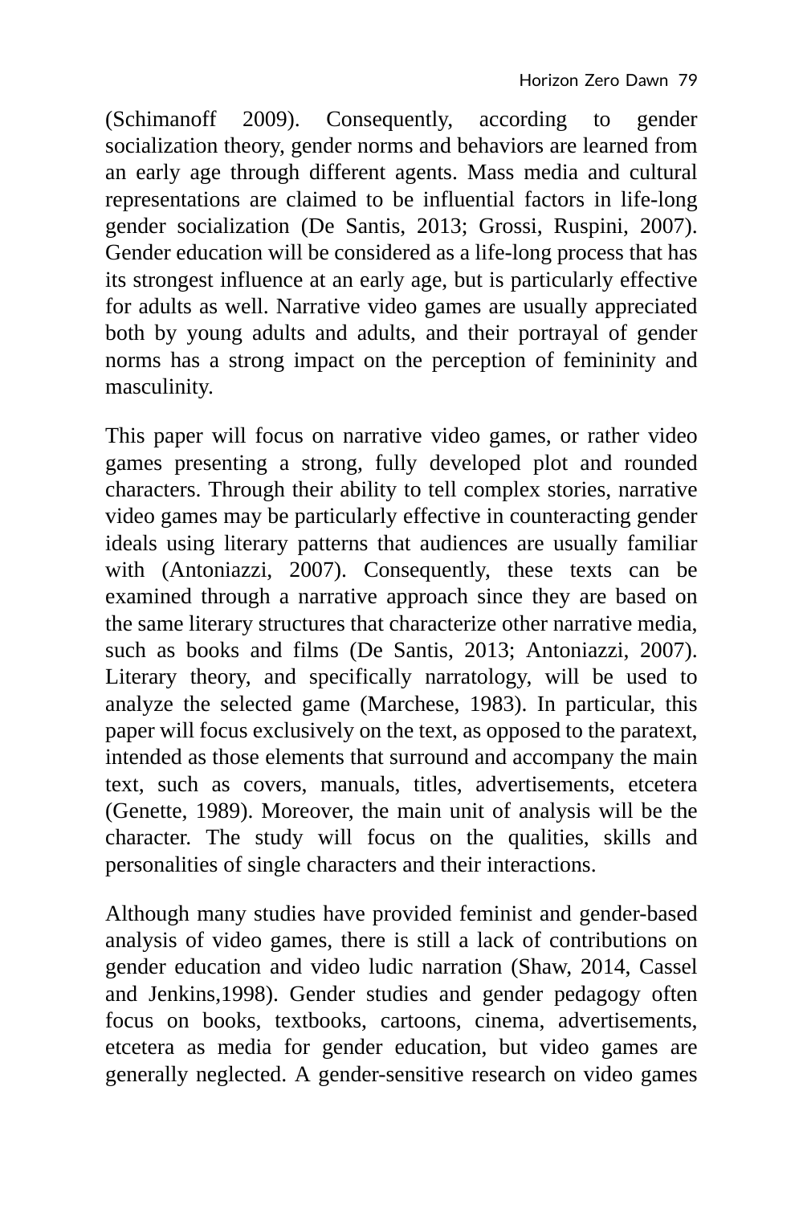(Schimanoff 2009). Consequently, according to gender socialization theory, gender norms and behaviors are learned from an early age through different agents. Mass media and cultural representations are claimed to be influential factors in life-long gender socialization (De Santis, 2013; Grossi, Ruspini, 2007). Gender education will be considered as a life-long process that has its strongest influence at an early age, but is particularly effective for adults as well. Narrative video games are usually appreciated both by young adults and adults, and their portrayal of gender norms has a strong impact on the perception of femininity and masculinity.

This paper will focus on narrative video games, or rather video games presenting a strong, fully developed plot and rounded characters. Through their ability to tell complex stories, narrative video games may be particularly effective in counteracting gender ideals using literary patterns that audiences are usually familiar with (Antoniazzi, 2007). Consequently, these texts can be examined through a narrative approach since they are based on the same literary structures that characterize other narrative media, such as books and films (De Santis, 2013; Antoniazzi, 2007). Literary theory, and specifically narratology, will be used to analyze the selected game (Marchese, 1983). In particular, this paper will focus exclusively on the text, as opposed to the paratext, intended as those elements that surround and accompany the main text, such as covers, manuals, titles, advertisements, etcetera (Genette, 1989). Moreover, the main unit of analysis will be the character. The study will focus on the qualities, skills and personalities of single characters and their interactions.

Although many studies have provided feminist and gender-based analysis of video games, there is still a lack of contributions on gender education and video ludic narration (Shaw, 2014, Cassel and Jenkins,1998). Gender studies and gender pedagogy often focus on books, textbooks, cartoons, cinema, advertisements, etcetera as media for gender education, but video games are generally neglected. A gender-sensitive research on video games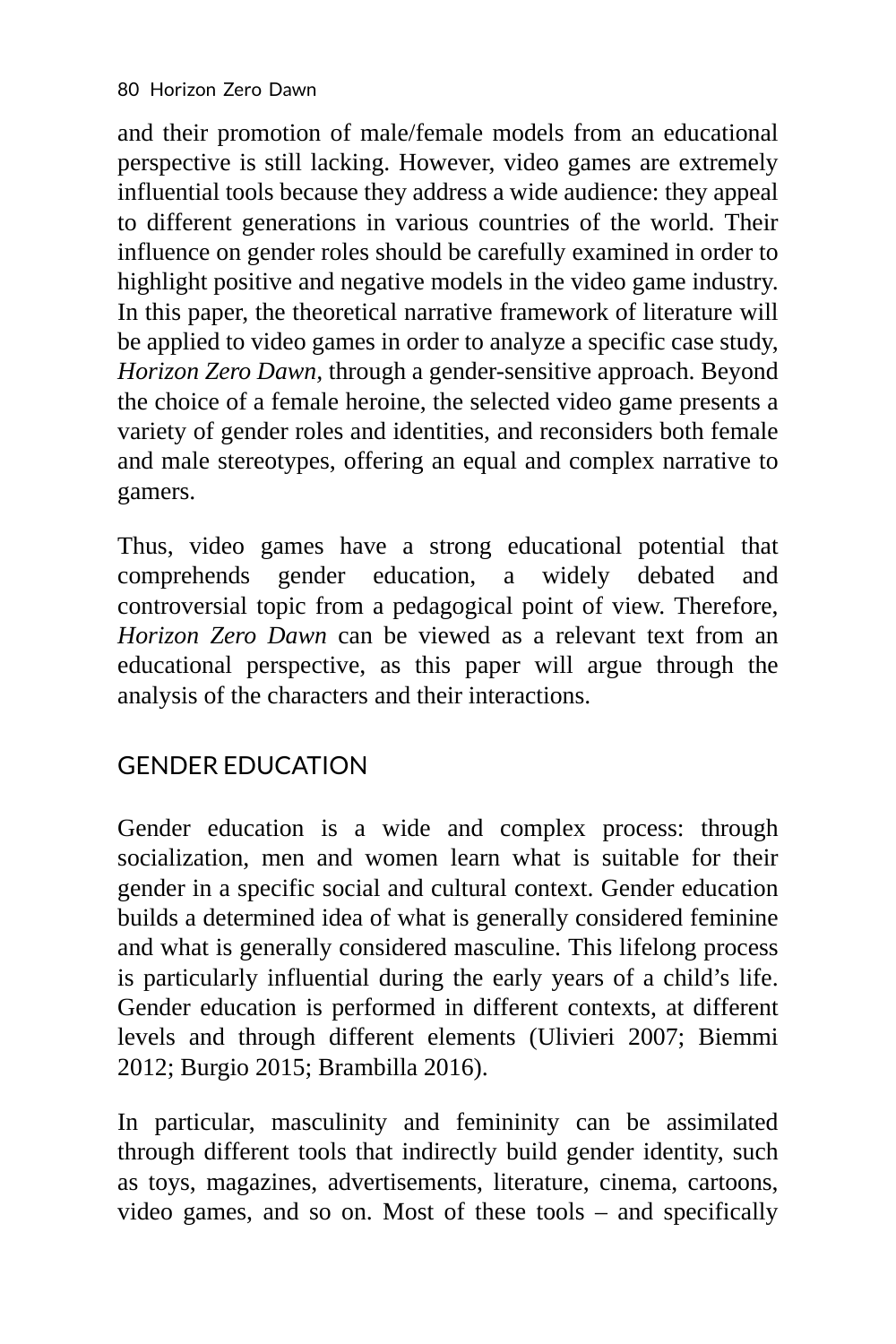and their promotion of male/female models from an educational perspective is still lacking. However, video games are extremely influential tools because they address a wide audience: they appeal to different generations in various countries of the world. Their influence on gender roles should be carefully examined in order to highlight positive and negative models in the video game industry. In this paper, the theoretical narrative framework of literature will be applied to video games in order to analyze a specific case study, *Horizon Zero Dawn,* through a gender-sensitive approach. Beyond the choice of a female heroine, the selected video game presents a variety of gender roles and identities, and reconsiders both female and male stereotypes, offering an equal and complex narrative to gamers.

Thus, video games have a strong educational potential that comprehends gender education, a widely debated and controversial topic from a pedagogical point of view. Therefore, *Horizon Zero Dawn* can be viewed as a relevant text from an educational perspective, as this paper will argue through the analysis of the characters and their interactions.

## GENDER EDUCATION

Gender education is a wide and complex process: through socialization, men and women learn what is suitable for their gender in a specific social and cultural context. Gender education builds a determined idea of what is generally considered feminine and what is generally considered masculine. This lifelong process is particularly influential during the early years of a child's life. Gender education is performed in different contexts, at different levels and through different elements (Ulivieri 2007; Biemmi 2012; Burgio 2015; Brambilla 2016).

In particular, masculinity and femininity can be assimilated through different tools that indirectly build gender identity, such as toys, magazines, advertisements, literature, cinema, cartoons, video games, and so on. Most of these tools – and specifically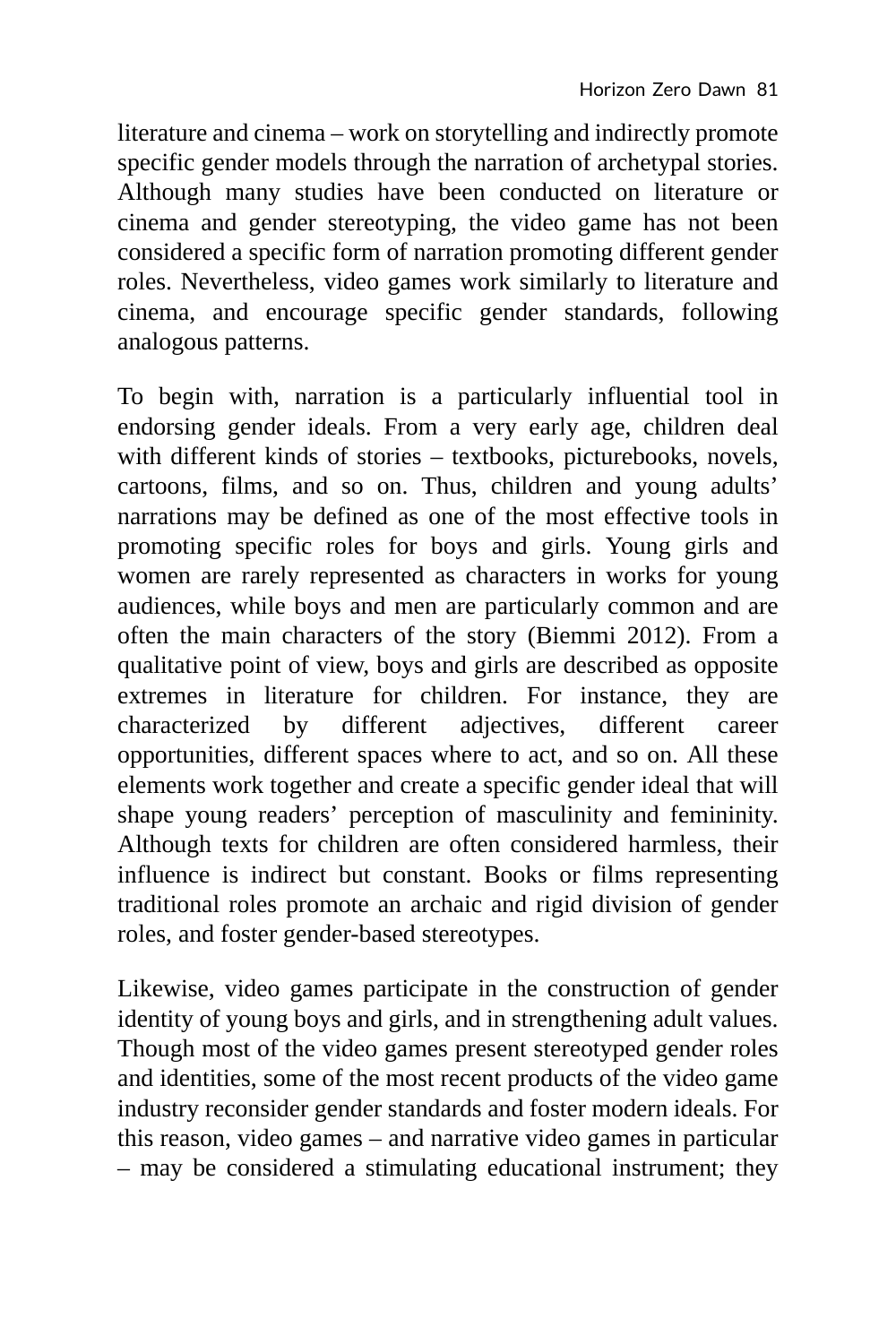literature and cinema – work on storytelling and indirectly promote specific gender models through the narration of archetypal stories. Although many studies have been conducted on literature or cinema and gender stereotyping, the video game has not been considered a specific form of narration promoting different gender roles. Nevertheless, video games work similarly to literature and cinema, and encourage specific gender standards, following analogous patterns.

To begin with, narration is a particularly influential tool in endorsing gender ideals. From a very early age, children deal with different kinds of stories – textbooks, picturebooks, novels, cartoons, films, and so on. Thus, children and young adults' narrations may be defined as one of the most effective tools in promoting specific roles for boys and girls. Young girls and women are rarely represented as characters in works for young audiences, while boys and men are particularly common and are often the main characters of the story (Biemmi 2012). From a qualitative point of view, boys and girls are described as opposite extremes in literature for children. For instance, they are characterized by different adjectives, different career opportunities, different spaces where to act, and so on. All these elements work together and create a specific gender ideal that will shape young readers' perception of masculinity and femininity. Although texts for children are often considered harmless, their influence is indirect but constant. Books or films representing traditional roles promote an archaic and rigid division of gender roles, and foster gender-based stereotypes.

Likewise, video games participate in the construction of gender identity of young boys and girls, and in strengthening adult values. Though most of the video games present stereotyped gender roles and identities, some of the most recent products of the video game industry reconsider gender standards and foster modern ideals. For this reason, video games – and narrative video games in particular – may be considered a stimulating educational instrument; they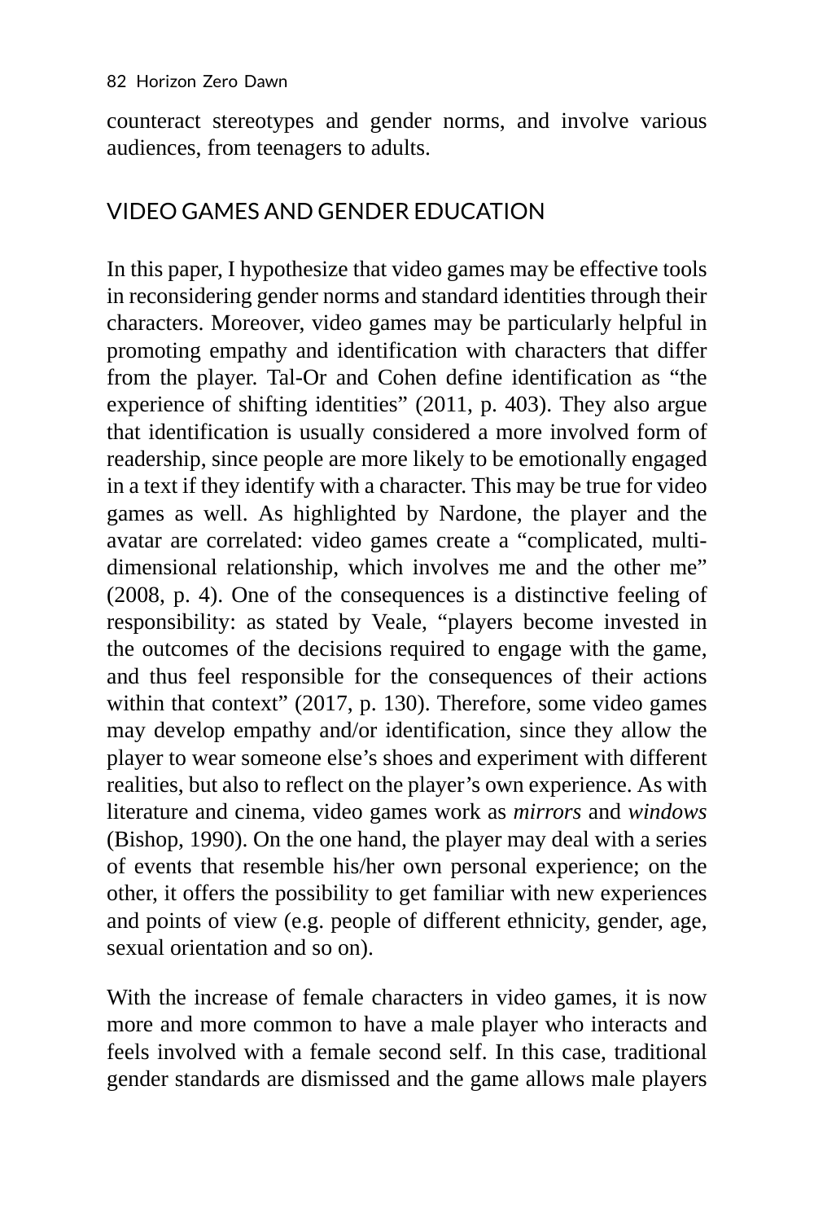counteract stereotypes and gender norms, and involve various audiences, from teenagers to adults.

## VIDEO GAMES AND GENDER EDUCATION

In this paper, I hypothesize that video games may be effective tools in reconsidering gender norms and standard identities through their characters. Moreover, video games may be particularly helpful in promoting empathy and identification with characters that differ from the player. Tal-Or and Cohen define identification as "the experience of shifting identities" (2011, p. 403). They also argue that identification is usually considered a more involved form of readership, since people are more likely to be emotionally engaged in a text if they identify with a character. This may be true for video games as well. As highlighted by Nardone, the player and the avatar are correlated: video games create a "complicated, multi-dimensional relationship, which involves me and the other me" (2008, p. 4). One of the consequences is a distinctive feeling of responsibility: as stated by Veale, "players become invested in the outcomes of the decisions required to engage with the game, and thus feel responsible for the consequences of their actions within that context" (2017, p. 130). Therefore, some video games may develop empathy and/or identification, since they allow the player to wear someone else's shoes and experiment with different realities, but also to reflect on the player's own experience. As with literature and cinema, video games work as *mirrors* and *windows* (Bishop, 1990). On the one hand, the player may deal with a series of events that resemble his/her own personal experience; on the other, it offers the possibility to get familiar with new experiences and points of view (e.g. people of different ethnicity, gender, age, sexual orientation and so on).

With the increase of female characters in video games, it is now more and more common to have a male player who interacts and feels involved with a female second self. In this case, traditional gender standards are dismissed and the game allows male players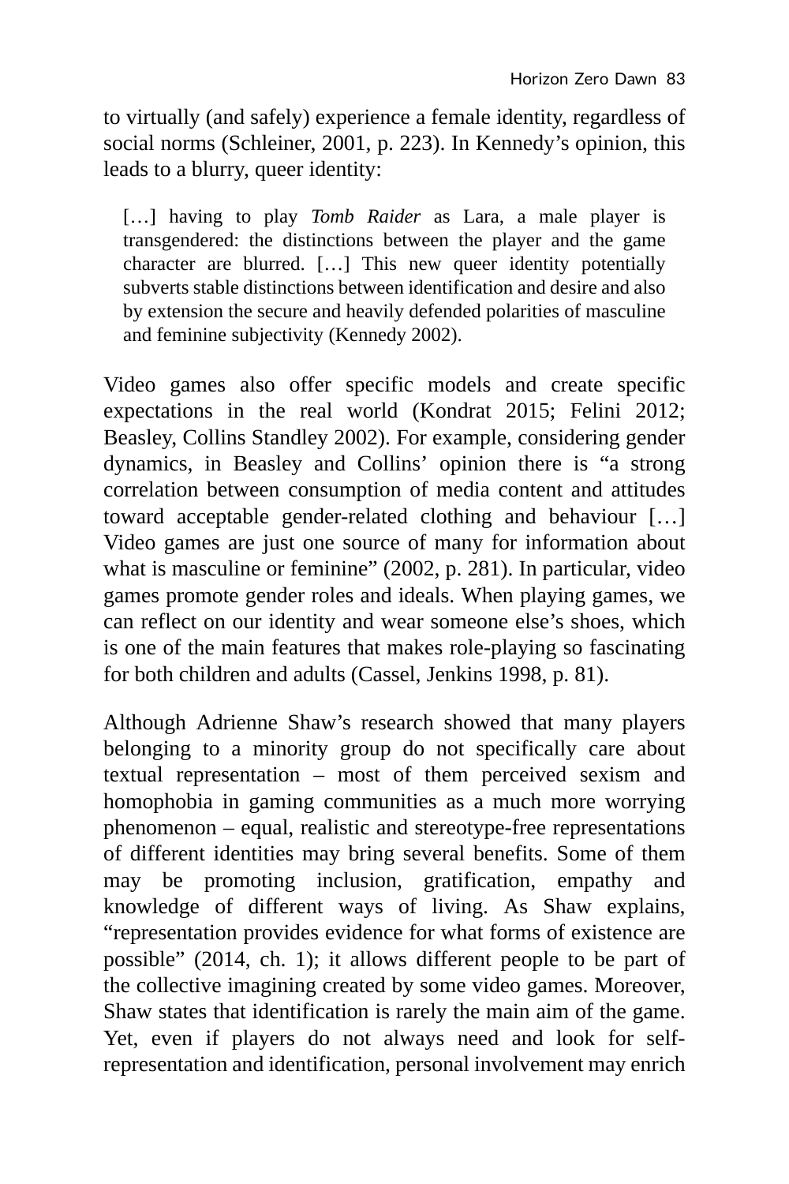to virtually (and safely) experience a female identity, regardless of social norms (Schleiner, 2001, p. 223). In Kennedy's opinion, this leads to a blurry, queer identity:

> […] having to play *Tomb Raider* as Lara, a male player is transgendered: the distinctions between the player and the game character are blurred. […] This new queer identity potentially subverts stable distinctions between identification and desire and also by extension the secure and heavily defended polarities of masculine and feminine subjectivity (Kennedy 2002).

Video games also offer specific models and create specific expectations in the real world (Kondrat 2015; Felini 2012; Beasley, Collins Standley 2002). For example, considering gender dynamics, in Beasley and Collins' opinion there is "a strong correlation between consumption of media content and attitudes toward acceptable gender-related clothing and behaviour […] Video games are just one source of many for information about what is masculine or feminine" (2002, p. 281). In particular, video games promote gender roles and ideals. When playing games, we can reflect on our identity and wear someone else's shoes, which is one of the main features that makes role-playing so fascinating for both children and adults (Cassel, Jenkins 1998, p. 81).

Although Adrienne Shaw's research showed that many players belonging to a minority group do not specifically care about textual representation – most of them perceived sexism and homophobia in gaming communities as a much more worrying phenomenon – equal, realistic and stereotype-free representations of different identities may bring several benefits. Some of them may be promoting inclusion, gratification, empathy and knowledge of different ways of living. As Shaw explains, "representation provides evidence for what forms of existence are possible" (2014, ch. 1); it allows different people to be part of the collective imagining created by some video games. Moreover, Shaw states that identification is rarely the main aim of the game. Yet, even if players do not always need and look for self-representation and identification, personal involvement may enrich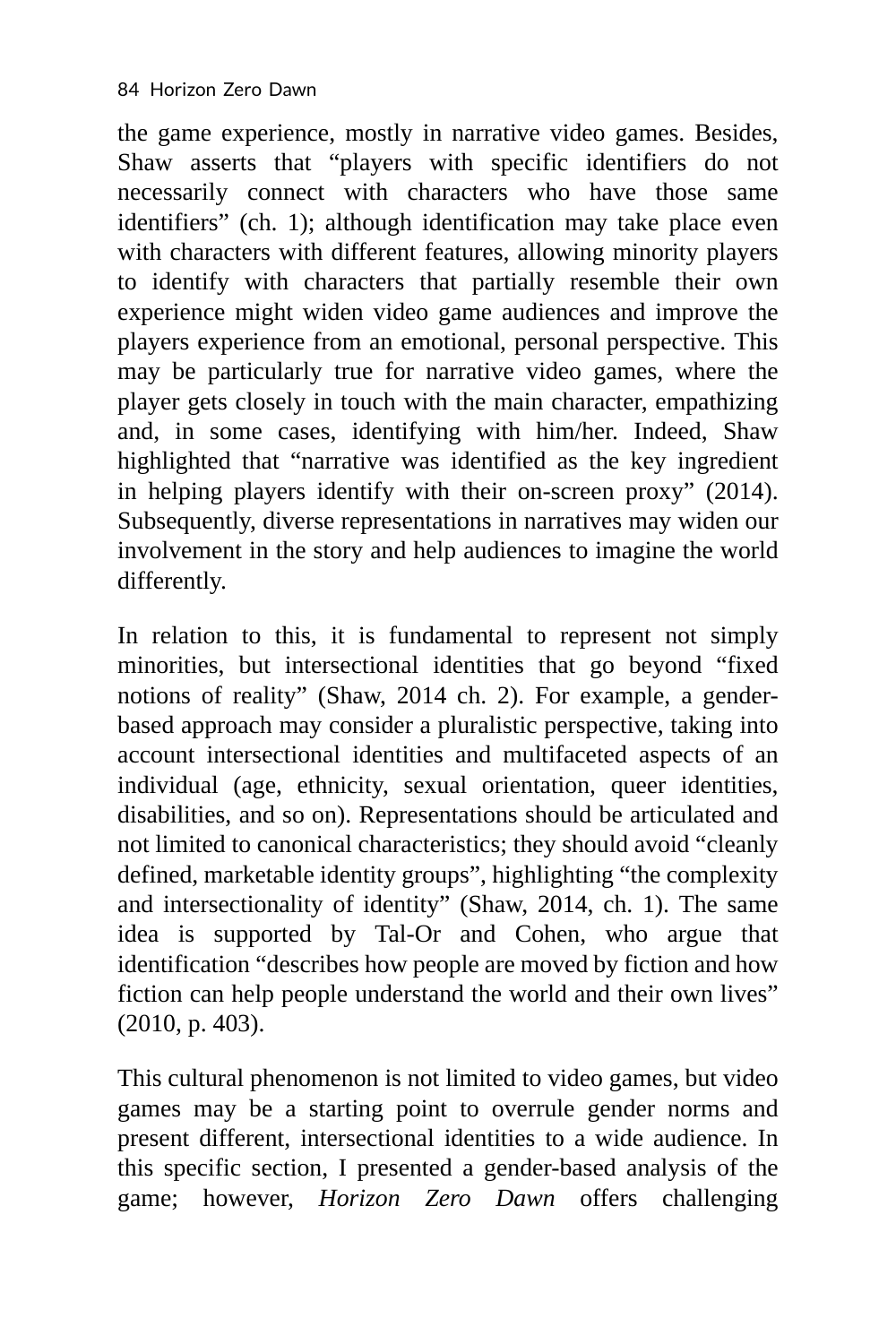the game experience, mostly in narrative video games. Besides, Shaw asserts that "players with specific identifiers do not necessarily connect with characters who have those same identifiers" (ch. 1); although identification may take place even with characters with different features, allowing minority players to identify with characters that partially resemble their own experience might widen video game audiences and improve the players experience from an emotional, personal perspective. This may be particularly true for narrative video games, where the player gets closely in touch with the main character, empathizing and, in some cases, identifying with him/her. Indeed, Shaw highlighted that "narrative was identified as the key ingredient in helping players identify with their on-screen proxy" (2014). Subsequently, diverse representations in narratives may widen our involvement in the story and help audiences to imagine the world differently.

In relation to this, it is fundamental to represent not simply minorities, but intersectional identities that go beyond "fixed notions of reality" (Shaw, 2014 ch. 2). For example, a gender-based approach may consider a pluralistic perspective, taking into account intersectional identities and multifaceted aspects of an individual (age, ethnicity, sexual orientation, queer identities, disabilities, and so on). Representations should be articulated and not limited to canonical characteristics; they should avoid "cleanly defined, marketable identity groups", highlighting "the complexity and intersectionality of identity" (Shaw, 2014, ch. 1). The same idea is supported by Tal-Or and Cohen, who argue that identification "describes how people are moved by fiction and how fiction can help people understand the world and their own lives" (2010, p. 403).

This cultural phenomenon is not limited to video games, but video games may be a starting point to overrule gender norms and present different, intersectional identities to a wide audience. In this specific section, I presented a gender-based analysis of the game; however, *Horizon Zero Dawn* offers challenging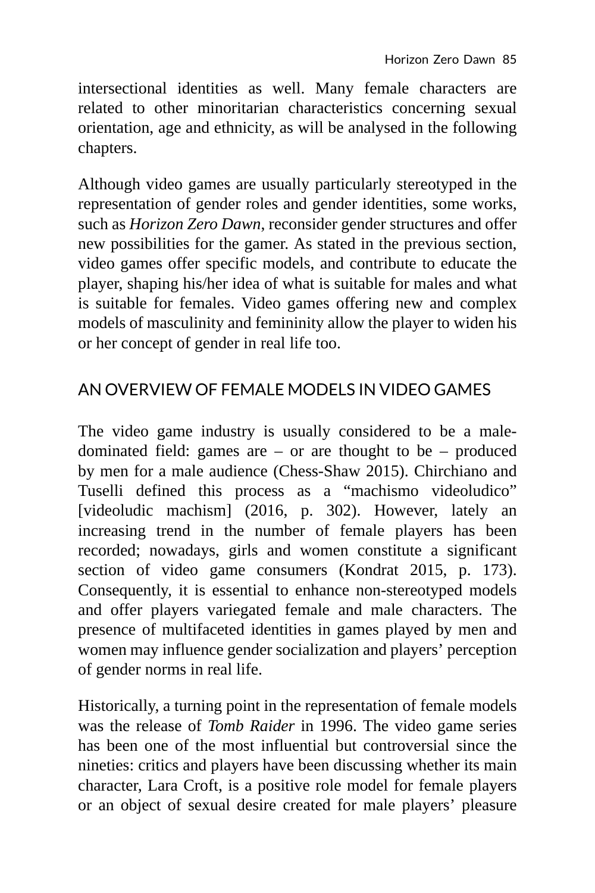intersectional identities as well. Many female characters are related to other minoritarian characteristics concerning sexual orientation, age and ethnicity, as will be analysed in the following chapters.

Although video games are usually particularly stereotyped in the representation of gender roles and gender identities, some works, such as *Horizon Zero Dawn*, reconsider gender structures and offer new possibilities for the gamer. As stated in the previous section, video games offer specific models, and contribute to educate the player, shaping his/her idea of what is suitable for males and what is suitable for females. Video games offering new and complex models of masculinity and femininity allow the player to widen his or her concept of gender in real life too.

## AN OVERVIEW OF FEMALE MODELS IN VIDEO GAMES

The video game industry is usually considered to be a male-dominated field: games are – or are thought to be – produced by men for a male audience (Chess-Shaw 2015). Chirchiano and Tuselli defined this process as a "machismo videoludico" [videoludic machism] (2016, p. 302). However, lately an increasing trend in the number of female players has been recorded; nowadays, girls and women constitute a significant section of video game consumers (Kondrat 2015, p. 173). Consequently, it is essential to enhance non-stereotyped models and offer players variegated female and male characters. The presence of multifaceted identities in games played by men and women may influence gender socialization and players' perception of gender norms in real life.

Historically, a turning point in the representation of female models was the release of *Tomb Raider* in 1996. The video game series has been one of the most influential but controversial since the nineties: critics and players have been discussing whether its main character, Lara Croft, is a positive role model for female players or an object of sexual desire created for male players' pleasure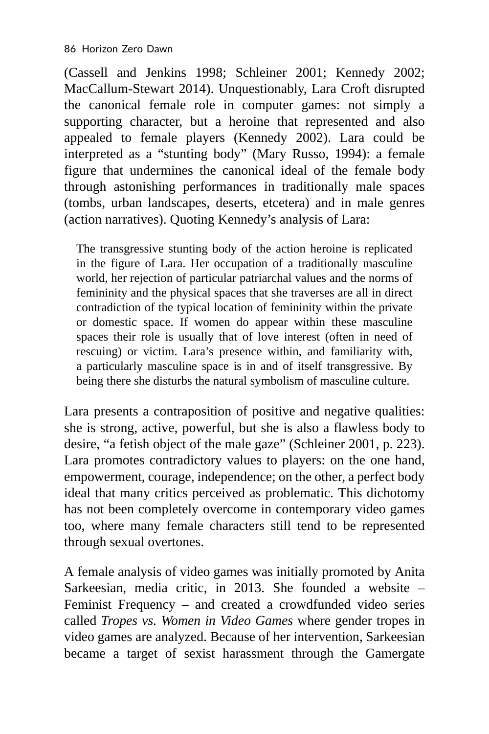(Cassell and Jenkins 1998; Schleiner 2001; Kennedy 2002; MacCallum-Stewart 2014). Unquestionably, Lara Croft disrupted the canonical female role in computer games: not simply a supporting character, but a heroine that represented and also appealed to female players (Kennedy 2002). Lara could be interpreted as a "stunting body" (Mary Russo, 1994): a female figure that undermines the canonical ideal of the female body through astonishing performances in traditionally male spaces (tombs, urban landscapes, deserts, etcetera) and in male genres (action narratives). Quoting Kennedy's analysis of Lara:

> The transgressive stunting body of the action heroine is replicated in the figure of Lara. Her occupation of a traditionally masculine world, her rejection of particular patriarchal values and the norms of femininity and the physical spaces that she traverses are all in direct contradiction of the typical location of femininity within the private or domestic space. If women do appear within these masculine spaces their role is usually that of love interest (often in need of rescuing) or victim. Lara's presence within, and familiarity with, a particularly masculine space is in and of itself transgressive. By being there she disturbs the natural symbolism of masculine culture.

Lara presents a contraposition of positive and negative qualities: she is strong, active, powerful, but she is also a flawless body to desire, "a fetish object of the male gaze" (Schleiner 2001, p. 223). Lara promotes contradictory values to players: on the one hand, empowerment, courage, independence; on the other, a perfect body ideal that many critics perceived as problematic. This dichotomy has not been completely overcome in contemporary video games too, where many female characters still tend to be represented through sexual overtones.

A female analysis of video games was initially promoted by Anita Sarkeesian, media critic, in 2013. She founded a website – Feminist Frequency – and created a crowdfunded video series called *Tropes vs. Women in Video Games* where gender tropes in video games are analyzed. Because of her intervention, Sarkeesian became a target of sexist harassment through the Gamergate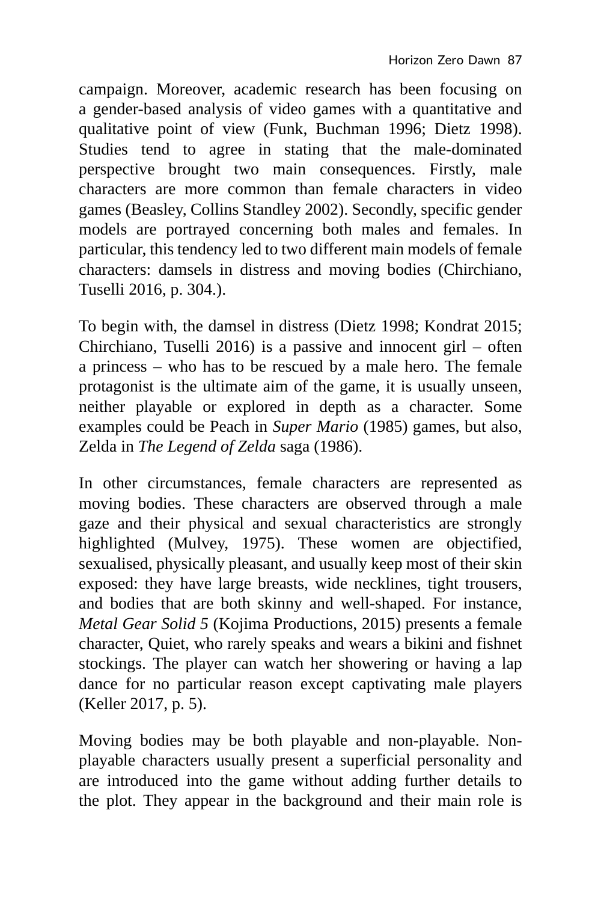campaign. Moreover, academic research has been focusing on a gender-based analysis of video games with a quantitative and qualitative point of view (Funk, Buchman 1996; Dietz 1998). Studies tend to agree in stating that the male-dominated perspective brought two main consequences. Firstly, male characters are more common than female characters in video games (Beasley, Collins Standley 2002). Secondly, specific gender models are portrayed concerning both males and females. In particular, this tendency led to two different main models of female characters: damsels in distress and moving bodies (Chirchiano, Tuselli 2016, p. 304.).

To begin with, the damsel in distress (Dietz 1998; Kondrat 2015; Chirchiano, Tuselli 2016) is a passive and innocent girl – often a princess – who has to be rescued by a male hero. The female protagonist is the ultimate aim of the game, it is usually unseen, neither playable or explored in depth as a character. Some examples could be Peach in *Super Mario* (1985) games, but also, Zelda in *The Legend of Zelda* saga (1986).

In other circumstances, female characters are represented as moving bodies. These characters are observed through a male gaze and their physical and sexual characteristics are strongly highlighted (Mulvey, 1975). These women are objectified, sexualised, physically pleasant, and usually keep most of their skin exposed: they have large breasts, wide necklines, tight trousers, and bodies that are both skinny and well-shaped. For instance, *Metal Gear Solid 5* (Kojima Productions, 2015) presents a female character, Quiet, who rarely speaks and wears a bikini and fishnet stockings. The player can watch her showering or having a lap dance for no particular reason except captivating male players (Keller 2017, p. 5).

Moving bodies may be both playable and non-playable. Non-playable characters usually present a superficial personality and are introduced into the game without adding further details to the plot. They appear in the background and their main role is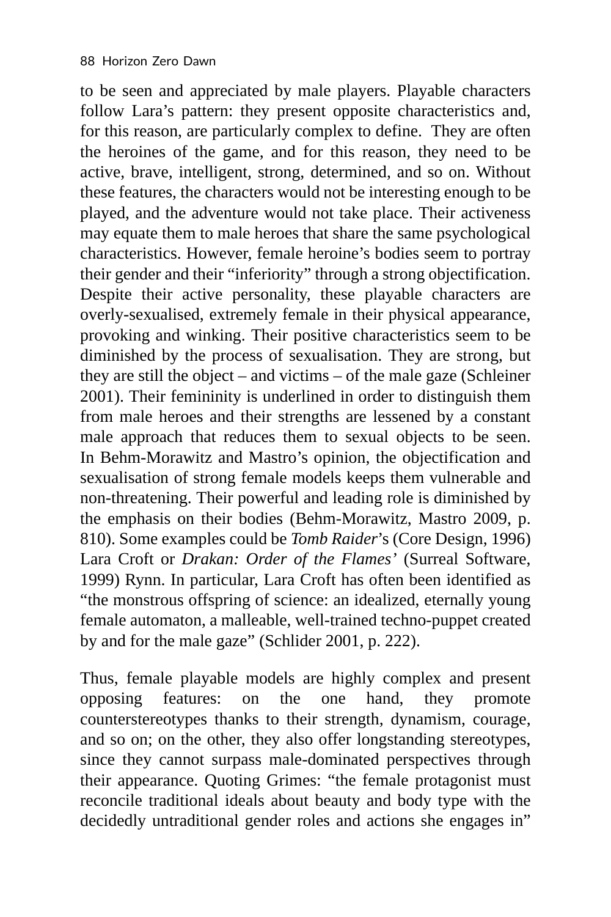to be seen and appreciated by male players. Playable characters follow Lara's pattern: they present opposite characteristics and, for this reason, are particularly complex to define.  They are often the heroines of the game, and for this reason, they need to be active, brave, intelligent, strong, determined, and so on. Without these features, the characters would not be interesting enough to be played, and the adventure would not take place. Their activeness may equate them to male heroes that share the same psychological characteristics. However, female heroine's bodies seem to portray their gender and their "inferiority" through a strong objectification. Despite their active personality, these playable characters are overly-sexualised, extremely female in their physical appearance, provoking and winking. Their positive characteristics seem to be diminished by the process of sexualisation. They are strong, but they are still the object – and victims – of the male gaze (Schleiner 2001). Their femininity is underlined in order to distinguish them from male heroes and their strengths are lessened by a constant male approach that reduces them to sexual objects to be seen. In Behm-Morawitz and Mastro's opinion, the objectification and sexualisation of strong female models keeps them vulnerable and non-threatening. Their powerful and leading role is diminished by the emphasis on their bodies (Behm-Morawitz, Mastro 2009, p. 810). Some examples could be *Tomb Raider*'s (Core Design, 1996) Lara Croft or *Drakan: Order of the Flames'* (Surreal Software, 1999) Rynn. In particular, Lara Croft has often been identified as "the monstrous offspring of science: an idealized, eternally young female automaton, a malleable, well-trained techno-puppet created by and for the male gaze" (Schlider 2001, p. 222).

Thus, female playable models are highly complex and present opposing features: on the one hand, they promote counterstereotypes thanks to their strength, dynamism, courage, and so on; on the other, they also offer longstanding stereotypes, since they cannot surpass male-dominated perspectives through their appearance. Quoting Grimes: "the female protagonist must reconcile traditional ideals about beauty and body type with the decidedly untraditional gender roles and actions she engages in"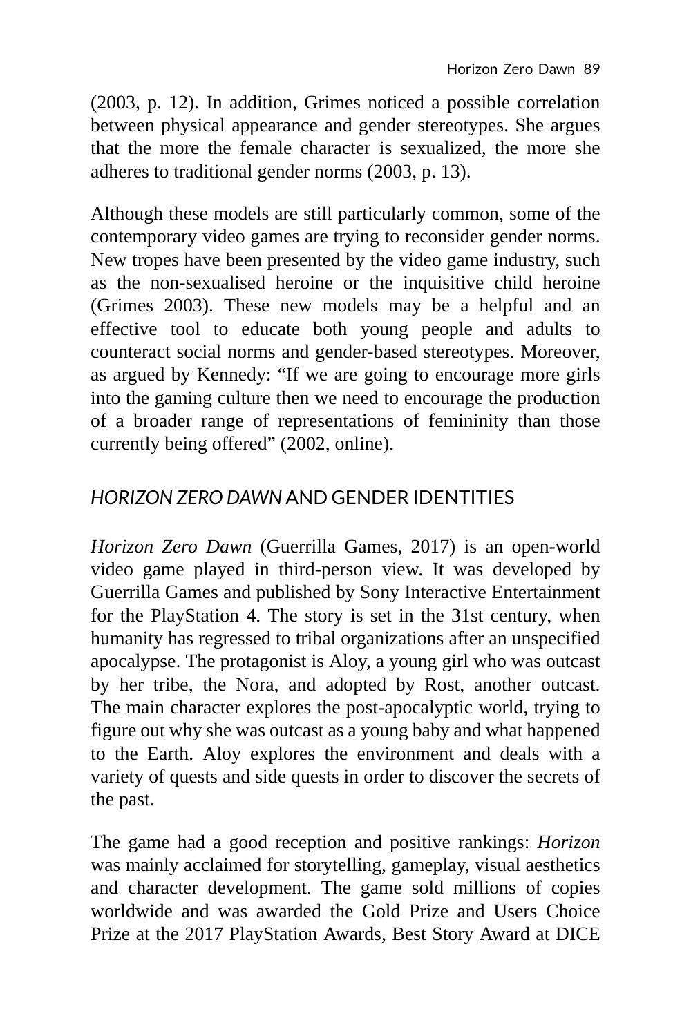(2003, p. 12). In addition, Grimes noticed a possible correlation between physical appearance and gender stereotypes. She argues that the more the female character is sexualized, the more she adheres to traditional gender norms (2003, p. 13).

Although these models are still particularly common, some of the contemporary video games are trying to reconsider gender norms. New tropes have been presented by the video game industry, such as the non-sexualised heroine or the inquisitive child heroine (Grimes 2003). These new models may be a helpful and an effective tool to educate both young people and adults to counteract social norms and gender-based stereotypes. Moreover, as argued by Kennedy: “If we are going to encourage more girls into the gaming culture then we need to encourage the production of a broader range of representations of femininity than those currently being offered” (2002, online).

## *HORIZON ZERO DAWN* AND GENDER IDENTITIES

*Horizon Zero Dawn* (Guerrilla Games, 2017) is an open-world video game played in third-person view. It was developed by Guerrilla Games and published by Sony Interactive Entertainment for the PlayStation 4. The story is set in the 31st century, when humanity has regressed to tribal organizations after an unspecified apocalypse. The protagonist is Aloy, a young girl who was outcast by her tribe, the Nora, and adopted by Rost, another outcast. The main character explores the post-apocalyptic world, trying to figure out why she was outcast as a young baby and what happened to the Earth. Aloy explores the environment and deals with a variety of quests and side quests in order to discover the secrets of the past.

The game had a good reception and positive rankings: *Horizon* was mainly acclaimed for storytelling, gameplay, visual aesthetics and character development. The game sold millions of copies worldwide and was awarded the Gold Prize and Users Choice Prize at the 2017 PlayStation Awards, Best Story Award at DICE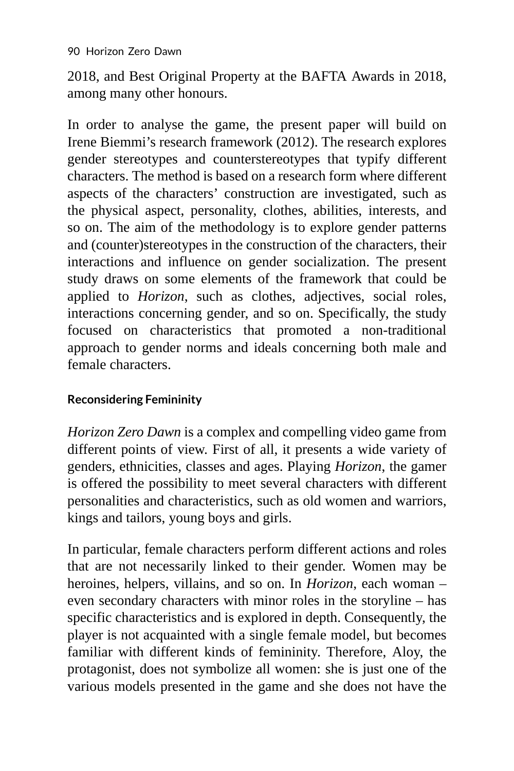2018, and Best Original Property at the BAFTA Awards in 2018, among many other honours.

In order to analyse the game, the present paper will build on Irene Biemmi's research framework (2012). The research explores gender stereotypes and counterstereotypes that typify different characters. The method is based on a research form where different aspects of the characters' construction are investigated, such as the physical aspect, personality, clothes, abilities, interests, and so on. The aim of the methodology is to explore gender patterns and (counter)stereotypes in the construction of the characters, their interactions and influence on gender socialization. The present study draws on some elements of the framework that could be applied to *Horizon*, such as clothes, adjectives, social roles, interactions concerning gender, and so on. Specifically, the study focused on characteristics that promoted a non-traditional approach to gender norms and ideals concerning both male and female characters.

## Reconsidering Femininity

*Horizon Zero Dawn* is a complex and compelling video game from different points of view. First of all, it presents a wide variety of genders, ethnicities, classes and ages. Playing *Horizon*, the gamer is offered the possibility to meet several characters with different personalities and characteristics, such as old women and warriors, kings and tailors, young boys and girls.

In particular, female characters perform different actions and roles that are not necessarily linked to their gender. Women may be heroines, helpers, villains, and so on. In *Horizon*, each woman – even secondary characters with minor roles in the storyline – has specific characteristics and is explored in depth. Consequently, the player is not acquainted with a single female model, but becomes familiar with different kinds of femininity. Therefore, Aloy, the protagonist, does not symbolize all women: she is just one of the various models presented in the game and she does not have the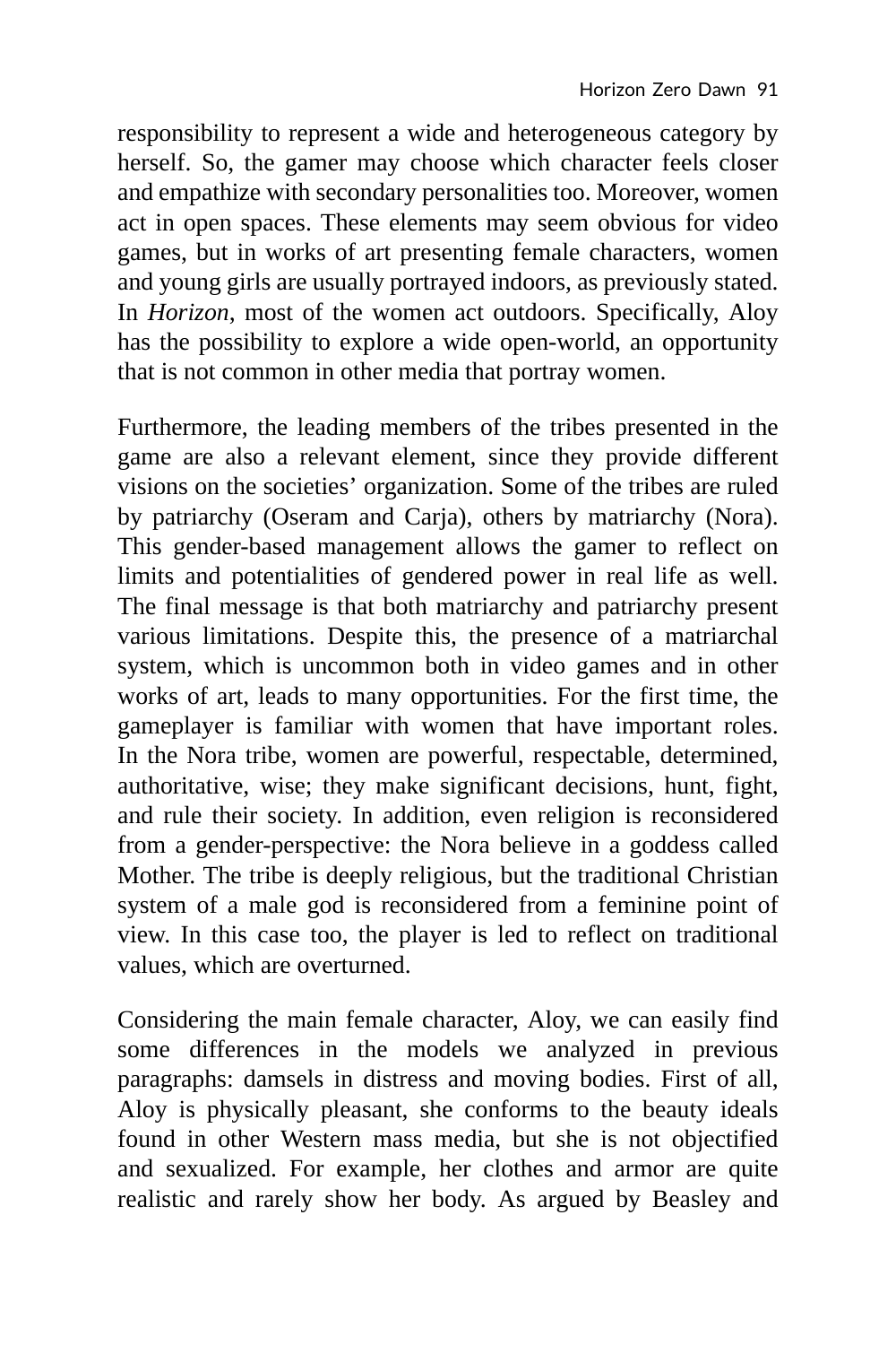responsibility to represent a wide and heterogeneous category by herself. So, the gamer may choose which character feels closer and empathize with secondary personalities too. Moreover, women act in open spaces. These elements may seem obvious for video games, but in works of art presenting female characters, women and young girls are usually portrayed indoors, as previously stated. In *Horizon*, most of the women act outdoors. Specifically, Aloy has the possibility to explore a wide open-world, an opportunity that is not common in other media that portray women.

Furthermore, the leading members of the tribes presented in the game are also a relevant element, since they provide different visions on the societies' organization. Some of the tribes are ruled by patriarchy (Oseram and Carja), others by matriarchy (Nora). This gender-based management allows the gamer to reflect on limits and potentialities of gendered power in real life as well. The final message is that both matriarchy and patriarchy present various limitations. Despite this, the presence of a matriarchal system, which is uncommon both in video games and in other works of art, leads to many opportunities. For the first time, the gameplayer is familiar with women that have important roles. In the Nora tribe, women are powerful, respectable, determined, authoritative, wise; they make significant decisions, hunt, fight, and rule their society. In addition, even religion is reconsidered from a gender-perspective: the Nora believe in a goddess called Mother. The tribe is deeply religious, but the traditional Christian system of a male god is reconsidered from a feminine point of view. In this case too, the player is led to reflect on traditional values, which are overturned.

Considering the main female character, Aloy, we can easily find some differences in the models we analyzed in previous paragraphs: damsels in distress and moving bodies. First of all, Aloy is physically pleasant, she conforms to the beauty ideals found in other Western mass media, but she is not objectified and sexualized. For example, her clothes and armor are quite realistic and rarely show her body. As argued by Beasley and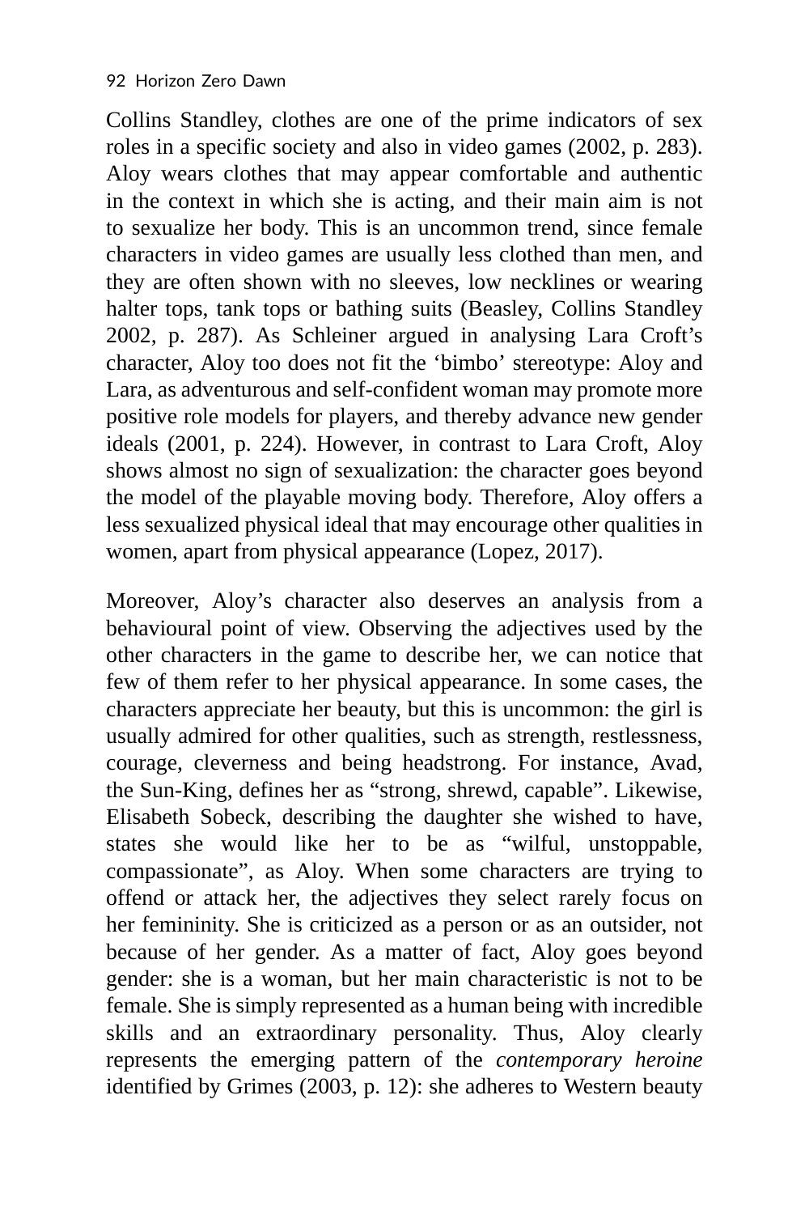Collins Standley, clothes are one of the prime indicators of sex roles in a specific society and also in video games (2002, p. 283). Aloy wears clothes that may appear comfortable and authentic in the context in which she is acting, and their main aim is not to sexualize her body. This is an uncommon trend, since female characters in video games are usually less clothed than men, and they are often shown with no sleeves, low necklines or wearing halter tops, tank tops or bathing suits (Beasley, Collins Standley 2002, p. 287). As Schleiner argued in analysing Lara Croft's character, Aloy too does not fit the 'bimbo' stereotype: Aloy and Lara, as adventurous and self-confident woman may promote more positive role models for players, and thereby advance new gender ideals (2001, p. 224). However, in contrast to Lara Croft, Aloy shows almost no sign of sexualization: the character goes beyond the model of the playable moving body. Therefore, Aloy offers a less sexualized physical ideal that may encourage other qualities in women, apart from physical appearance (Lopez, 2017).

Moreover, Aloy's character also deserves an analysis from a behavioural point of view. Observing the adjectives used by the other characters in the game to describe her, we can notice that few of them refer to her physical appearance. In some cases, the characters appreciate her beauty, but this is uncommon: the girl is usually admired for other qualities, such as strength, restlessness, courage, cleverness and being headstrong. For instance, Avad, the Sun-King, defines her as "strong, shrewd, capable". Likewise, Elisabeth Sobeck, describing the daughter she wished to have, states she would like her to be as "wilful, unstoppable, compassionate", as Aloy. When some characters are trying to offend or attack her, the adjectives they select rarely focus on her femininity. She is criticized as a person or as an outsider, not because of her gender. As a matter of fact, Aloy goes beyond gender: she is a woman, but her main characteristic is not to be female. She is simply represented as a human being with incredible skills and an extraordinary personality. Thus, Aloy clearly represents the emerging pattern of the *contemporary heroine* identified by Grimes (2003, p. 12): she adheres to Western beauty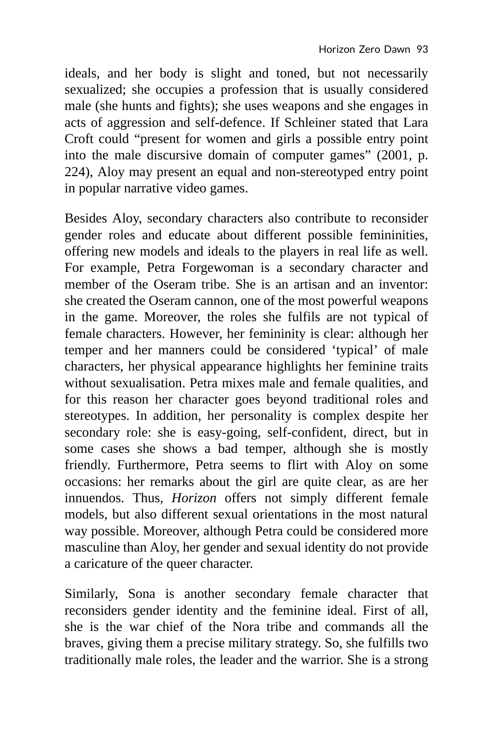ideals, and her body is slight and toned, but not necessarily sexualized; she occupies a profession that is usually considered male (she hunts and fights); she uses weapons and she engages in acts of aggression and self-defence. If Schleiner stated that Lara Croft could "present for women and girls a possible entry point into the male discursive domain of computer games" (2001, p. 224), Aloy may present an equal and non-stereotyped entry point in popular narrative video games.

Besides Aloy, secondary characters also contribute to reconsider gender roles and educate about different possible femininities, offering new models and ideals to the players in real life as well. For example, Petra Forgewoman is a secondary character and member of the Oseram tribe. She is an artisan and an inventor: she created the Oseram cannon, one of the most powerful weapons in the game. Moreover, the roles she fulfils are not typical of female characters. However, her femininity is clear: although her temper and her manners could be considered 'typical' of male characters, her physical appearance highlights her feminine traits without sexualisation. Petra mixes male and female qualities, and for this reason her character goes beyond traditional roles and stereotypes. In addition, her personality is complex despite her secondary role: she is easy-going, self-confident, direct, but in some cases she shows a bad temper, although she is mostly friendly. Furthermore, Petra seems to flirt with Aloy on some occasions: her remarks about the girl are quite clear, as are her innuendos. Thus, *Horizon* offers not simply different female models, but also different sexual orientations in the most natural way possible. Moreover, although Petra could be considered more masculine than Aloy, her gender and sexual identity do not provide a caricature of the queer character.

Similarly, Sona is another secondary female character that reconsiders gender identity and the feminine ideal. First of all, she is the war chief of the Nora tribe and commands all the braves, giving them a precise military strategy. So, she fulfills two traditionally male roles, the leader and the warrior. She is a strong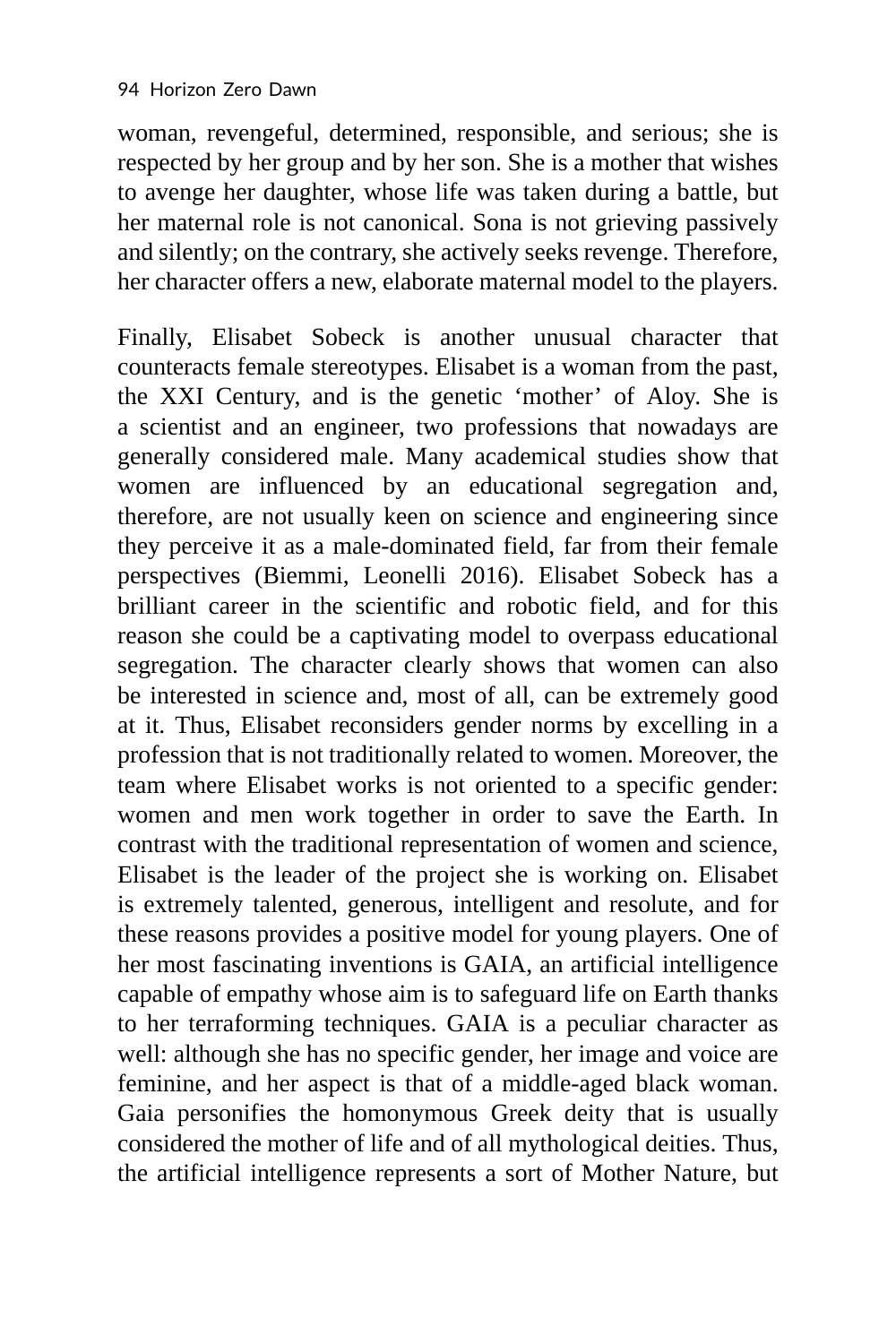woman, revengeful, determined, responsible, and serious; she is respected by her group and by her son. She is a mother that wishes to avenge her daughter, whose life was taken during a battle, but her maternal role is not canonical. Sona is not grieving passively and silently; on the contrary, she actively seeks revenge. Therefore, her character offers a new, elaborate maternal model to the players.

Finally, Elisabet Sobeck is another unusual character that counteracts female stereotypes. Elisabet is a woman from the past, the XXI Century, and is the genetic 'mother' of Aloy. She is a scientist and an engineer, two professions that nowadays are generally considered male. Many academical studies show that women are influenced by an educational segregation and, therefore, are not usually keen on science and engineering since they perceive it as a male-dominated field, far from their female perspectives (Biemmi, Leonelli 2016). Elisabet Sobeck has a brilliant career in the scientific and robotic field, and for this reason she could be a captivating model to overpass educational segregation. The character clearly shows that women can also be interested in science and, most of all, can be extremely good at it. Thus, Elisabet reconsiders gender norms by excelling in a profession that is not traditionally related to women. Moreover, the team where Elisabet works is not oriented to a specific gender: women and men work together in order to save the Earth. In contrast with the traditional representation of women and science, Elisabet is the leader of the project she is working on. Elisabet is extremely talented, generous, intelligent and resolute, and for these reasons provides a positive model for young players. One of her most fascinating inventions is GAIA, an artificial intelligence capable of empathy whose aim is to safeguard life on Earth thanks to her terraforming techniques. GAIA is a peculiar character as well: although she has no specific gender, her image and voice are feminine, and her aspect is that of a middle-aged black woman. Gaia personifies the homonymous Greek deity that is usually considered the mother of life and of all mythological deities. Thus, the artificial intelligence represents a sort of Mother Nature, but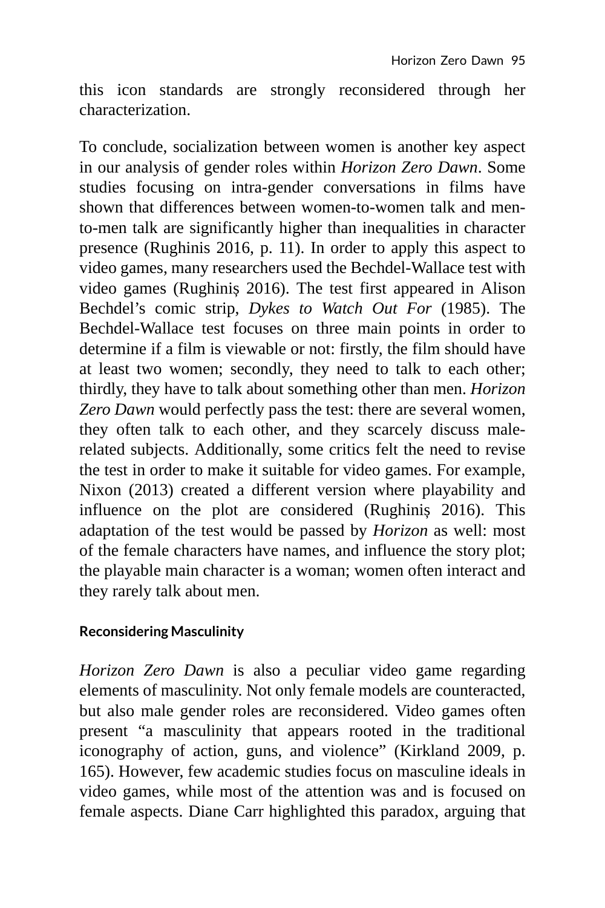this icon standards are strongly reconsidered through her characterization.

To conclude, socialization between women is another key aspect in our analysis of gender roles within *Horizon Zero Dawn*. Some studies focusing on intra-gender conversations in films have shown that differences between women-to-women talk and men-to-men talk are significantly higher than inequalities in character presence (Rughinis 2016, p. 11). In order to apply this aspect to video games, many researchers used the Bechdel-Wallace test with video games (Rughiniș 2016). The test first appeared in Alison Bechdel's comic strip, *Dykes to Watch Out For* (1985). The Bechdel-Wallace test focuses on three main points in order to determine if a film is viewable or not: firstly, the film should have at least two women; secondly, they need to talk to each other; thirdly, they have to talk about something other than men. *Horizon Zero Dawn* would perfectly pass the test: there are several women, they often talk to each other, and they scarcely discuss male-related subjects. Additionally, some critics felt the need to revise the test in order to make it suitable for video games. For example, Nixon (2013) created a different version where playability and influence on the plot are considered (Rughiniș 2016). This adaptation of the test would be passed by *Horizon* as well: most of the female characters have names, and influence the story plot; the playable main character is a woman; women often interact and they rarely talk about men.

### Reconsidering Masculinity

*Horizon Zero Dawn* is also a peculiar video game regarding elements of masculinity. Not only female models are counteracted, but also male gender roles are reconsidered. Video games often present "a masculinity that appears rooted in the traditional iconography of action, guns, and violence" (Kirkland 2009, p. 165). However, few academic studies focus on masculine ideals in video games, while most of the attention was and is focused on female aspects. Diane Carr highlighted this paradox, arguing that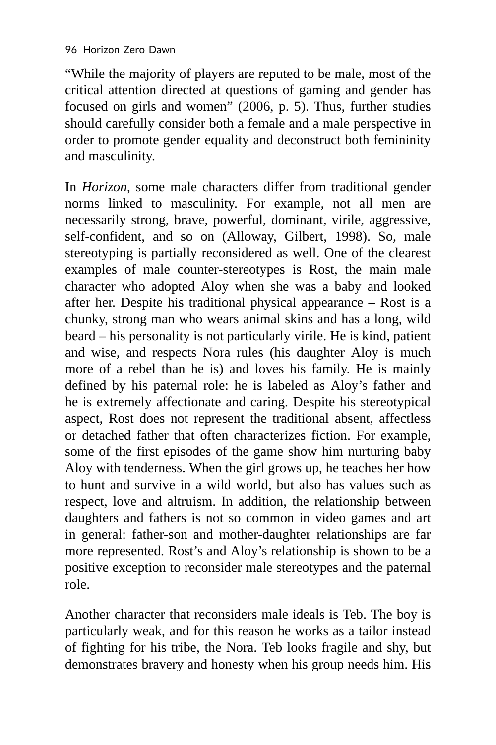"While the majority of players are reputed to be male, most of the critical attention directed at questions of gaming and gender has focused on girls and women" (2006, p. 5). Thus, further studies should carefully consider both a female and a male perspective in order to promote gender equality and deconstruct both femininity and masculinity.

In *Horizon*, some male characters differ from traditional gender norms linked to masculinity. For example, not all men are necessarily strong, brave, powerful, dominant, virile, aggressive, self-confident, and so on (Alloway, Gilbert, 1998). So, male stereotyping is partially reconsidered as well. One of the clearest examples of male counter-stereotypes is Rost, the main male character who adopted Aloy when she was a baby and looked after her. Despite his traditional physical appearance – Rost is a chunky, strong man who wears animal skins and has a long, wild beard – his personality is not particularly virile. He is kind, patient and wise, and respects Nora rules (his daughter Aloy is much more of a rebel than he is) and loves his family. He is mainly defined by his paternal role: he is labeled as Aloy's father and he is extremely affectionate and caring. Despite his stereotypical aspect, Rost does not represent the traditional absent, affectless or detached father that often characterizes fiction. For example, some of the first episodes of the game show him nurturing baby Aloy with tenderness. When the girl grows up, he teaches her how to hunt and survive in a wild world, but also has values such as respect, love and altruism. In addition, the relationship between daughters and fathers is not so common in video games and art in general: father-son and mother-daughter relationships are far more represented. Rost's and Aloy's relationship is shown to be a positive exception to reconsider male stereotypes and the paternal role.

Another character that reconsiders male ideals is Teb. The boy is particularly weak, and for this reason he works as a tailor instead of fighting for his tribe, the Nora. Teb looks fragile and shy, but demonstrates bravery and honesty when his group needs him. His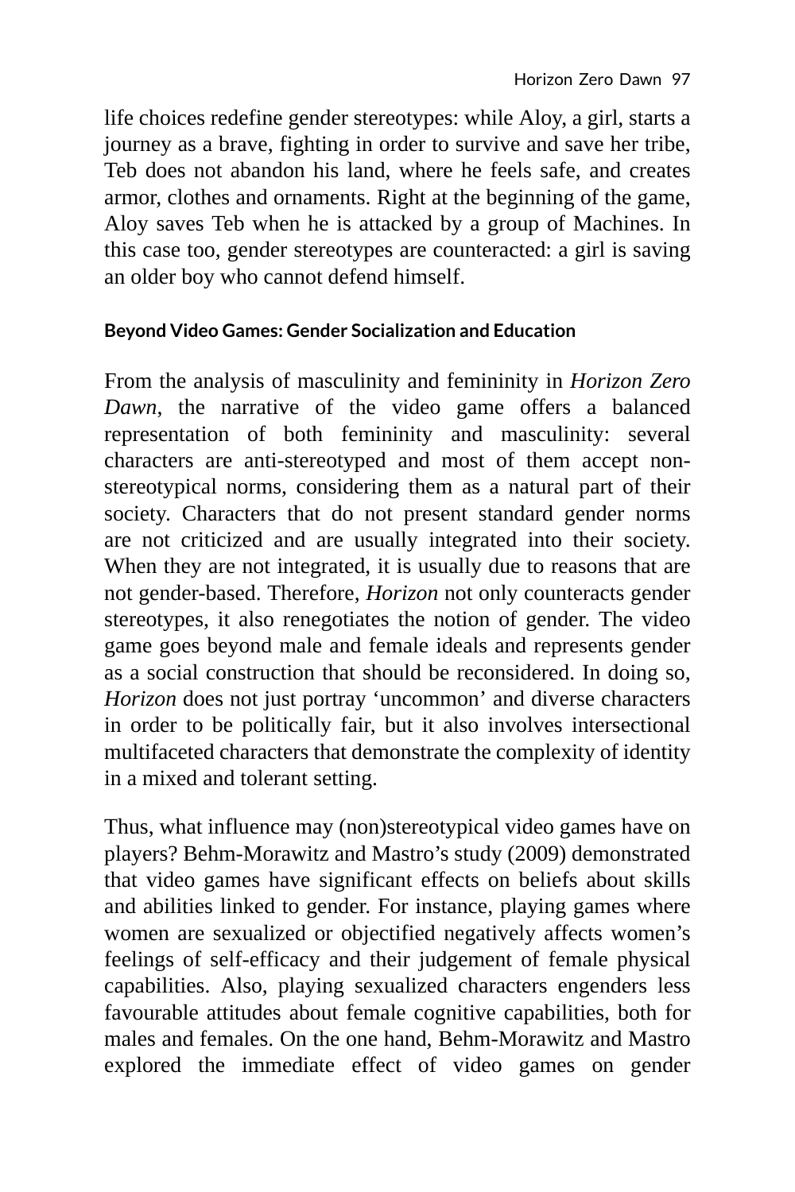life choices redefine gender stereotypes: while Aloy, a girl, starts a journey as a brave, fighting in order to survive and save her tribe, Teb does not abandon his land, where he feels safe, and creates armor, clothes and ornaments. Right at the beginning of the game, Aloy saves Teb when he is attacked by a group of Machines. In this case too, gender stereotypes are counteracted: a girl is saving an older boy who cannot defend himself.

### Beyond Video Games: Gender Socialization and Education

From the analysis of masculinity and femininity in *Horizon Zero Dawn*, the narrative of the video game offers a balanced representation of both femininity and masculinity: several characters are anti-stereotyped and most of them accept non-stereotypical norms, considering them as a natural part of their society. Characters that do not present standard gender norms are not criticized and are usually integrated into their society. When they are not integrated, it is usually due to reasons that are not gender-based. Therefore, *Horizon* not only counteracts gender stereotypes, it also renegotiates the notion of gender. The video game goes beyond male and female ideals and represents gender as a social construction that should be reconsidered. In doing so, *Horizon* does not just portray 'uncommon' and diverse characters in order to be politically fair, but it also involves intersectional multifaceted characters that demonstrate the complexity of identity in a mixed and tolerant setting.

Thus, what influence may (non)stereotypical video games have on players? Behm-Morawitz and Mastro's study (2009) demonstrated that video games have significant effects on beliefs about skills and abilities linked to gender. For instance, playing games where women are sexualized or objectified negatively affects women's feelings of self-efficacy and their judgement of female physical capabilities. Also, playing sexualized characters engenders less favourable attitudes about female cognitive capabilities, both for males and females. On the one hand, Behm-Morawitz and Mastro explored the immediate effect of video games on gender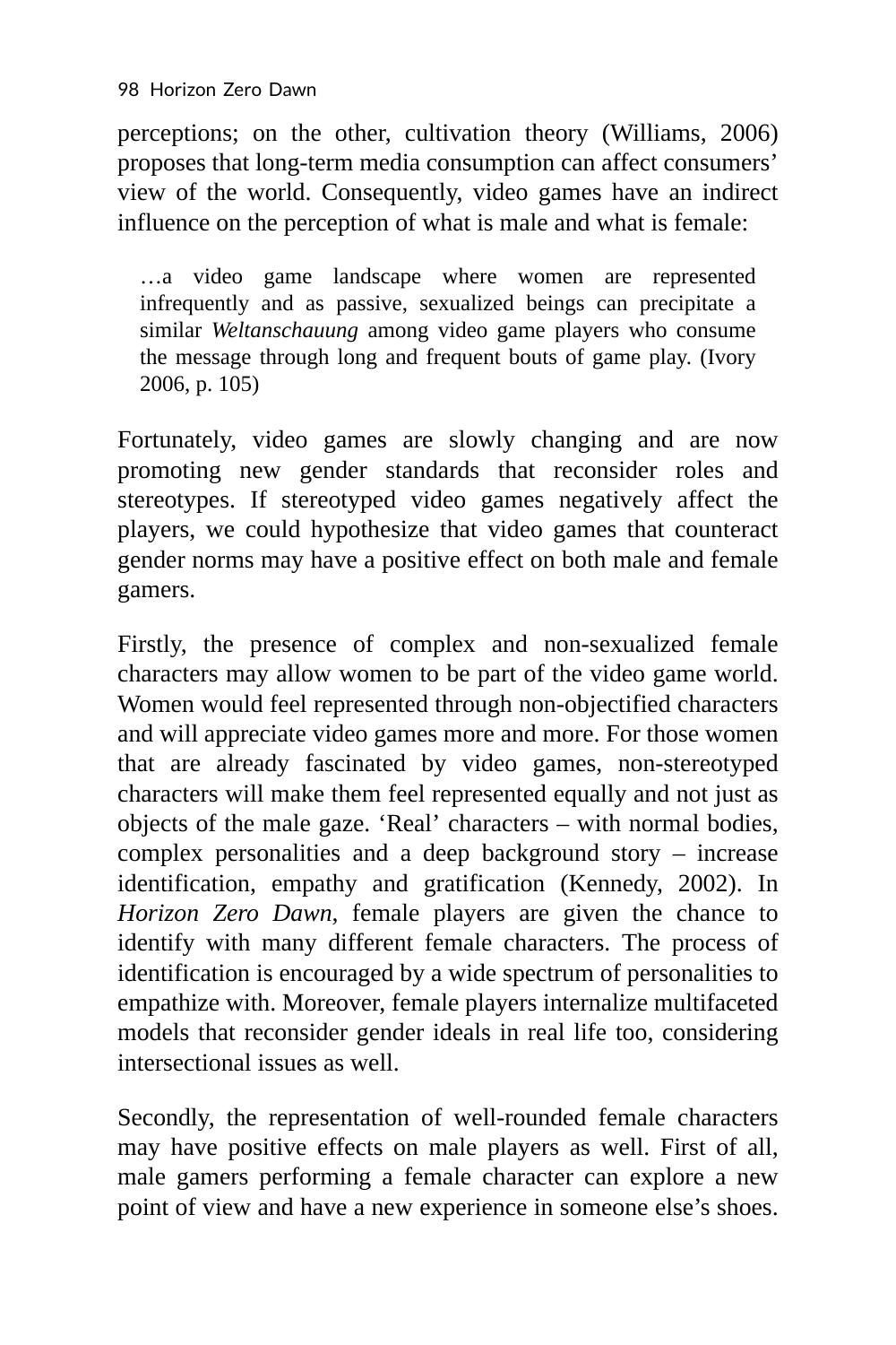perceptions; on the other, cultivation theory (Williams, 2006) proposes that long-term media consumption can affect consumers' view of the world. Consequently, video games have an indirect influence on the perception of what is male and what is female:

> …a video game landscape where women are represented infrequently and as passive, sexualized beings can precipitate a similar *Weltanschauung* among video game players who consume the message through long and frequent bouts of game play. (Ivory 2006, p. 105)

Fortunately, video games are slowly changing and are now promoting new gender standards that reconsider roles and stereotypes. If stereotyped video games negatively affect the players, we could hypothesize that video games that counteract gender norms may have a positive effect on both male and female gamers.

Firstly, the presence of complex and non-sexualized female characters may allow women to be part of the video game world. Women would feel represented through non-objectified characters and will appreciate video games more and more. For those women that are already fascinated by video games, non-stereotyped characters will make them feel represented equally and not just as objects of the male gaze. 'Real' characters – with normal bodies, complex personalities and a deep background story – increase identification, empathy and gratification (Kennedy, 2002). In *Horizon Zero Dawn,* female players are given the chance to identify with many different female characters. The process of identification is encouraged by a wide spectrum of personalities to empathize with. Moreover, female players internalize multifaceted models that reconsider gender ideals in real life too, considering intersectional issues as well.

Secondly, the representation of well-rounded female characters may have positive effects on male players as well. First of all, male gamers performing a female character can explore a new point of view and have a new experience in someone else's shoes.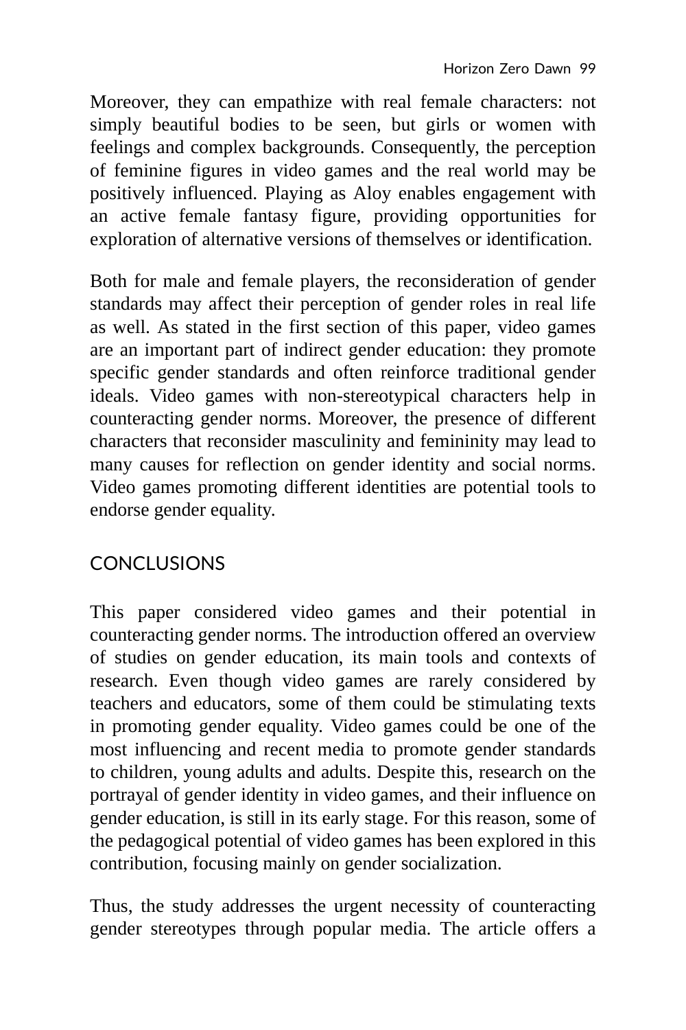Moreover, they can empathize with real female characters: not simply beautiful bodies to be seen, but girls or women with feelings and complex backgrounds. Consequently, the perception of feminine figures in video games and the real world may be positively influenced. Playing as Aloy enables engagement with an active female fantasy figure, providing opportunities for exploration of alternative versions of themselves or identification.

Both for male and female players, the reconsideration of gender standards may affect their perception of gender roles in real life as well. As stated in the first section of this paper, video games are an important part of indirect gender education: they promote specific gender standards and often reinforce traditional gender ideals. Video games with non-stereotypical characters help in counteracting gender norms. Moreover, the presence of different characters that reconsider masculinity and femininity may lead to many causes for reflection on gender identity and social norms. Video games promoting different identities are potential tools to endorse gender equality.

## CONCLUSIONS

This paper considered video games and their potential in counteracting gender norms. The introduction offered an overview of studies on gender education, its main tools and contexts of research. Even though video games are rarely considered by teachers and educators, some of them could be stimulating texts in promoting gender equality. Video games could be one of the most influencing and recent media to promote gender standards to children, young adults and adults. Despite this, research on the portrayal of gender identity in video games, and their influence on gender education, is still in its early stage. For this reason, some of the pedagogical potential of video games has been explored in this contribution, focusing mainly on gender socialization.

Thus, the study addresses the urgent necessity of counteracting gender stereotypes through popular media. The article offers a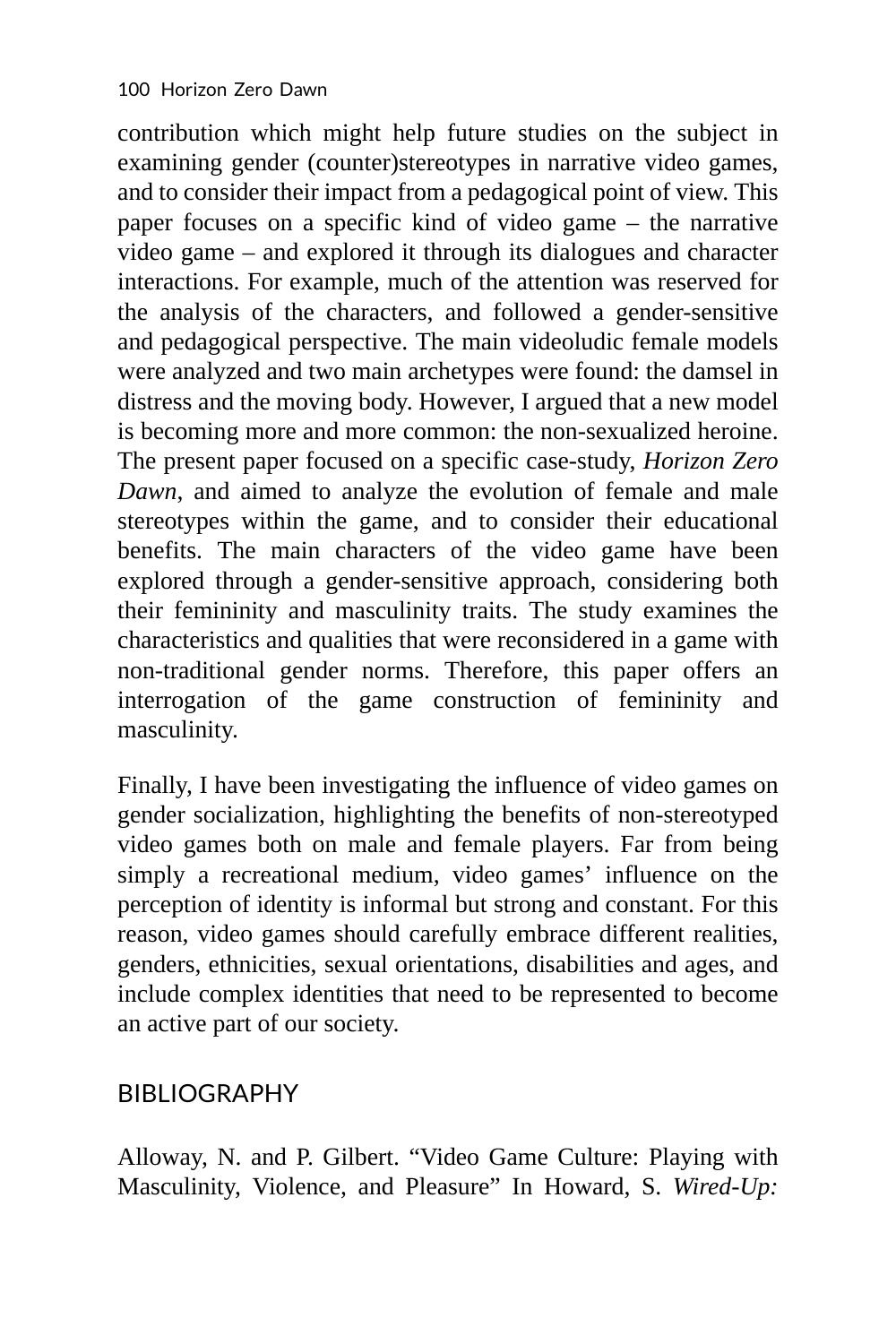contribution which might help future studies on the subject in examining gender (counter)stereotypes in narrative video games, and to consider their impact from a pedagogical point of view. This paper focuses on a specific kind of video game – the narrative video game – and explored it through its dialogues and character interactions. For example, much of the attention was reserved for the analysis of the characters, and followed a gender-sensitive and pedagogical perspective. The main videoludic female models were analyzed and two main archetypes were found: the damsel in distress and the moving body. However, I argued that a new model is becoming more and more common: the non-sexualized heroine. The present paper focused on a specific case-study, *Horizon Zero Dawn*, and aimed to analyze the evolution of female and male stereotypes within the game, and to consider their educational benefits. The main characters of the video game have been explored through a gender-sensitive approach, considering both their femininity and masculinity traits. The study examines the characteristics and qualities that were reconsidered in a game with non-traditional gender norms. Therefore, this paper offers an interrogation of the game construction of femininity and masculinity.

Finally, I have been investigating the influence of video games on gender socialization, highlighting the benefits of non-stereotyped video games both on male and female players. Far from being simply a recreational medium, video games' influence on the perception of identity is informal but strong and constant. For this reason, video games should carefully embrace different realities, genders, ethnicities, sexual orientations, disabilities and ages, and include complex identities that need to be represented to become an active part of our society.

## BIBLIOGRAPHY

Alloway, N. and P. Gilbert. "Video Game Culture: Playing with Masculinity, Violence, and Pleasure" In Howard, S. *Wired-Up:*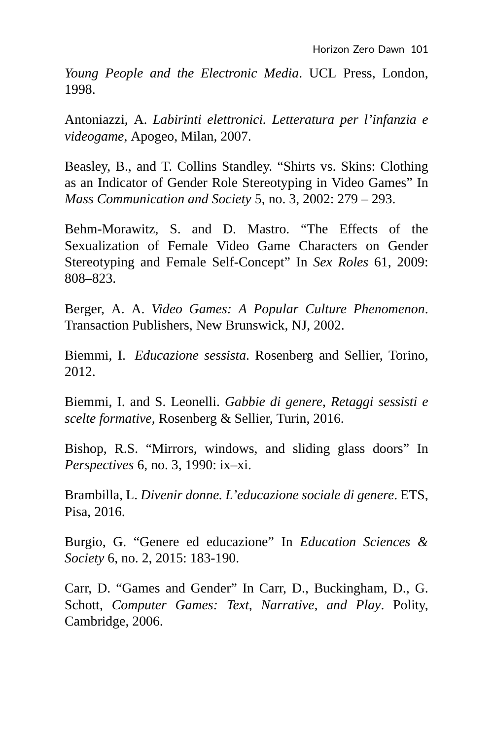*Young People and the Electronic Media*. UCL Press, London, 1998.

Antoniazzi, A. *Labirinti elettronici. Letteratura per l'infanzia e videogame*, Apogeo, Milan, 2007.

Beasley, B., and T. Collins Standley. "Shirts vs. Skins: Clothing as an Indicator of Gender Role Stereotyping in Video Games" In *Mass Communication and Society* 5, no. 3, 2002: 279 – 293.

Behm-Morawitz, S. and D. Mastro. "The Effects of the Sexualization of Female Video Game Characters on Gender Stereotyping and Female Self-Concept" In *Sex Roles* 61, 2009: 808–823.

Berger, A. A. *Video Games: A Popular Culture Phenomenon*. Transaction Publishers, New Brunswick, NJ, 2002.

Biemmi, I. *Educazione sessista*. Rosenberg and Sellier, Torino, 2012.

Biemmi, I. and S. Leonelli. *Gabbie di genere, Retaggi sessisti e scelte formative*, Rosenberg & Sellier, Turin, 2016.

Bishop, R.S. "Mirrors, windows, and sliding glass doors" In *Perspectives* 6, no. 3, 1990: ix–xi.

Brambilla, L. *Divenir donne. L'educazione sociale di genere*. ETS, Pisa, 2016.

Burgio, G. "Genere ed educazione" In *Education Sciences & Society* 6, no. 2, 2015: 183-190.

Carr, D. "Games and Gender" In Carr, D., Buckingham, D., G. Schott, *Computer Games: Text, Narrative, and Play*. Polity, Cambridge, 2006.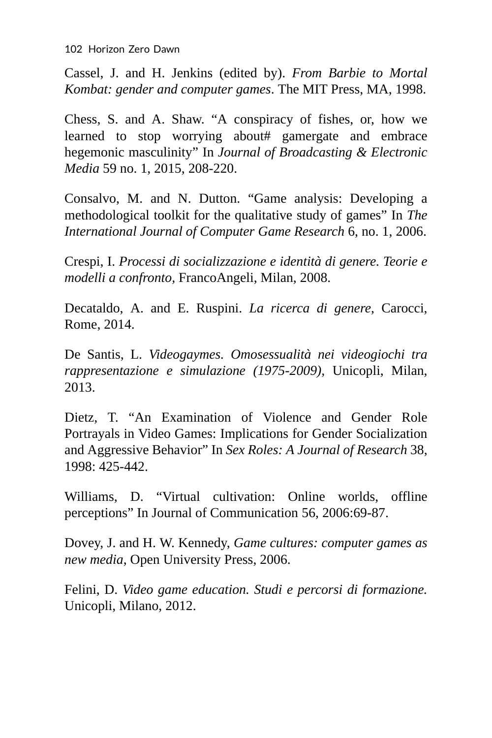Cassel, J. and H. Jenkins (edited by). *From Barbie to Mortal Kombat: gender and computer games*. The MIT Press, MA, 1998.

Chess, S. and A. Shaw. "A conspiracy of fishes, or, how we learned to stop worrying about# gamergate and embrace hegemonic masculinity" In *Journal of Broadcasting & Electronic Media* 59 no. 1, 2015, 208-220.

Consalvo, M. and N. Dutton. "Game analysis: Developing a methodological toolkit for the qualitative study of games" In *The International Journal of Computer Game Research* 6, no. 1, 2006.

Crespi, I. *Processi di socializzazione e identità di genere. Teorie e modelli a confronto*, FrancoAngeli, Milan, 2008.

Decataldo, A. and E. Ruspini. *La ricerca di genere*, Carocci, Rome, 2014.

De Santis, L. *Videogaymes. Omosessualità nei videogiochi tra rappresentazione e simulazione (1975-2009)*, Unicopli, Milan, 2013.

Dietz, T. "An Examination of Violence and Gender Role Portrayals in Video Games: Implications for Gender Socialization and Aggressive Behavior" In *Sex Roles: A Journal of Research* 38, 1998: 425-442.

Williams, D. "Virtual cultivation: Online worlds, offline perceptions" In Journal of Communication 56, 2006:69-87.

Dovey, J. and H. W. Kennedy, *Game cultures: computer games as new media*, Open University Press, 2006.

Felini, D. *Video game education. Studi e percorsi di formazione.* Unicopli, Milano, 2012.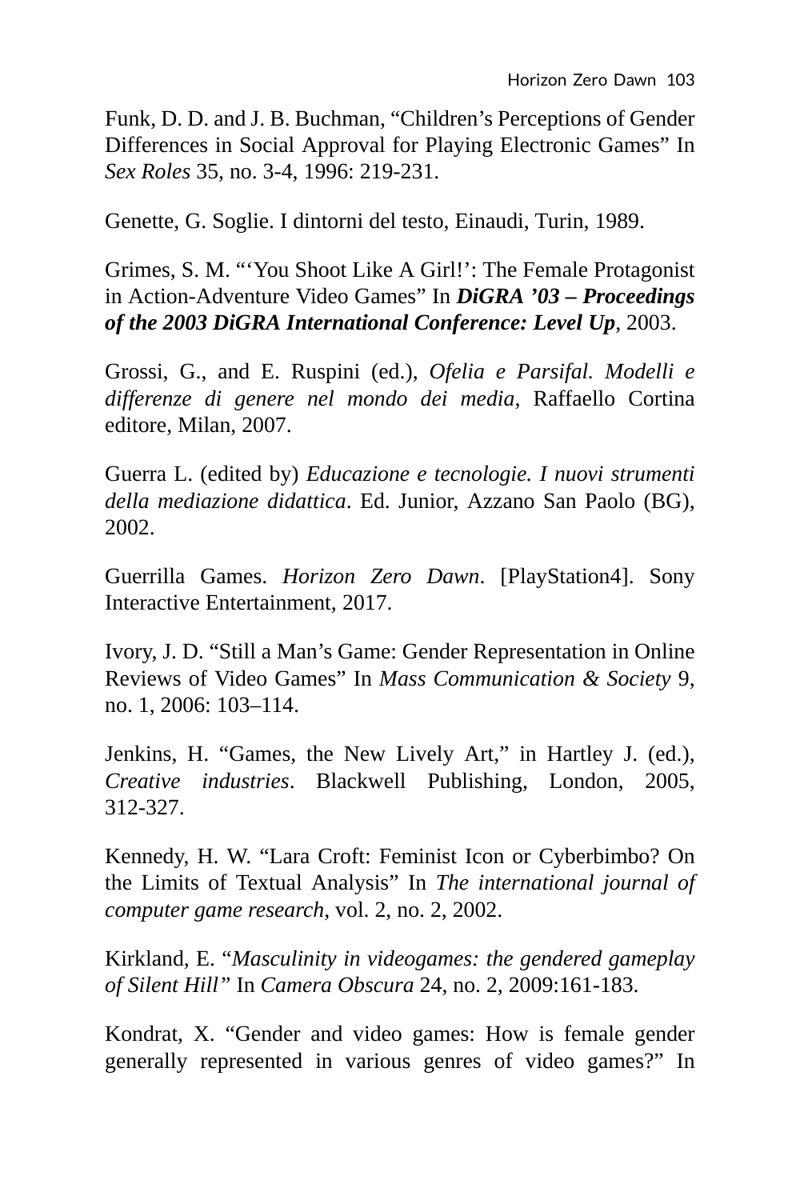Funk, D. D. and J. B. Buchman, “Children’s Perceptions of Gender Differences in Social Approval for Playing Electronic Games” In *Sex Roles* 35, no. 3-4, 1996: 219-231.

Genette, G. Soglie. I dintorni del testo, Einaudi, Turin, 1989.

Grimes, S. M. “‘You Shoot Like A Girl!’: The Female Protagonist in Action-Adventure Video Games” In ***DiGRA ’03 – Proceedings of the 2003 DiGRA International Conference: Level Up***, 2003.

Grossi, G., and E. Ruspini (ed.), *Ofelia e Parsifal. Modelli e differenze di genere nel mondo dei media*, Raffaello Cortina editore, Milan, 2007.

Guerra L. (edited by) *Educazione e tecnologie. I nuovi strumenti della mediazione didattica*. Ed. Junior, Azzano San Paolo (BG), 2002.

Guerrilla Games. *Horizon Zero Dawn*. [PlayStation4]. Sony Interactive Entertainment, 2017.

Ivory, J. D. “Still a Man’s Game: Gender Representation in Online Reviews of Video Games” In *Mass Communication & Society* 9, no. 1, 2006: 103–114.

Jenkins, H. “Games, the New Lively Art,” in Hartley J. (ed.), *Creative industries*. Blackwell Publishing, London, 2005, 312-327.

Kennedy, H. W. “Lara Croft: Feminist Icon or Cyberbimbo? On the Limits of Textual Analysis” In *The international journal of computer game research*, vol. 2, no. 2, 2002.

Kirkland, E. “*Masculinity in videogames: the gendered gameplay of Silent Hill”* In *Camera Obscura* 24, no. 2, 2009:161-183.

Kondrat, X. “Gender and video games: How is female gender generally represented in various genres of video games?” In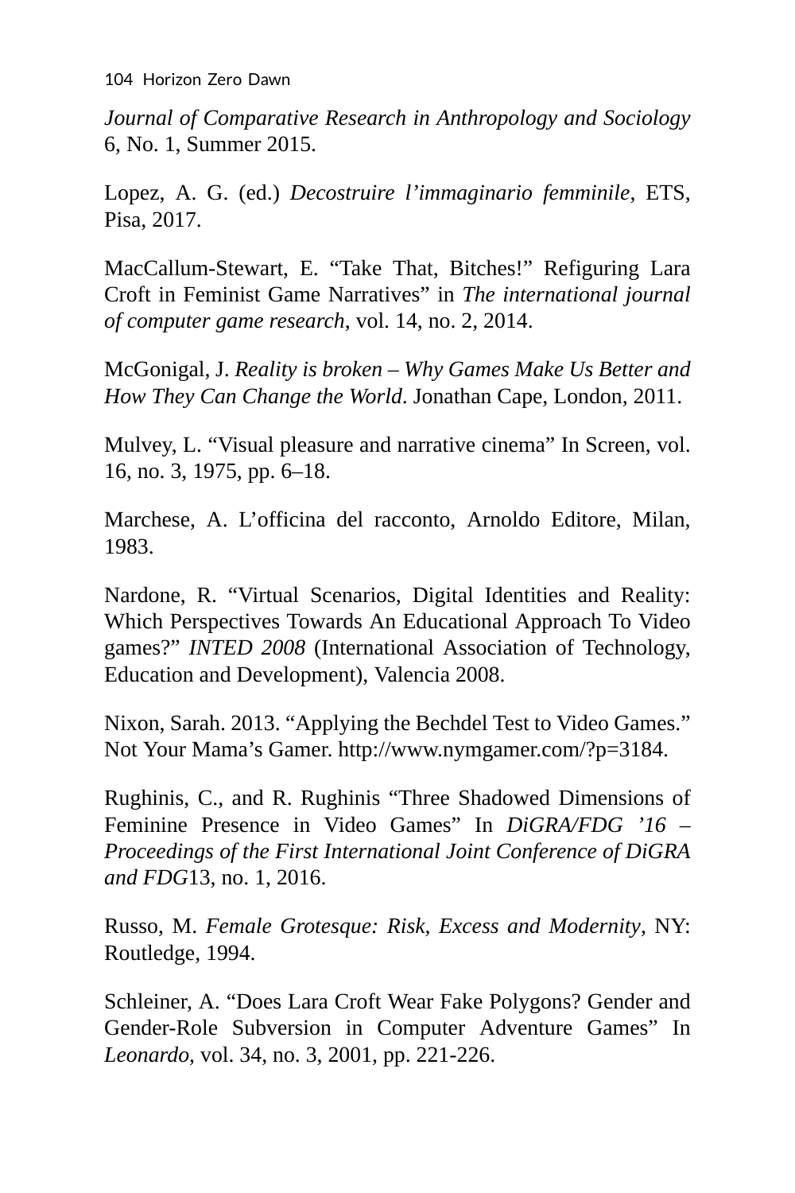*Journal of Comparative Research in Anthropology and Sociology* 6, No. 1, Summer 2015.

Lopez, A. G. (ed.) *Decostruire l'immaginario femminile*, ETS, Pisa, 2017.

MacCallum-Stewart, E. "Take That, Bitches!" Refiguring Lara Croft in Feminist Game Narratives" in *The international journal of computer game research*, vol. 14, no. 2, 2014.

McGonigal, J. *Reality is broken – Why Games Make Us Better and How They Can Change the World*. Jonathan Cape, London, 2011.

Mulvey, L. "Visual pleasure and narrative cinema" In Screen, vol. 16, no. 3, 1975, pp. 6–18.

Marchese, A. L'officina del racconto, Arnoldo Editore, Milan, 1983.

Nardone, R. "Virtual Scenarios, Digital Identities and Reality: Which Perspectives Towards An Educational Approach To Video games?" *INTED 2008* (International Association of Technology, Education and Development), Valencia 2008.

Nixon, Sarah. 2013. "Applying the Bechdel Test to Video Games." Not Your Mama's Gamer. http://www.nymgamer.com/?p=3184.

Rughinis, C., and R. Rughinis "Three Shadowed Dimensions of Feminine Presence in Video Games" In *DiGRA/FDG '16 – Proceedings of the First International Joint Conference of DiGRA and FDG*13, no. 1, 2016.

Russo, M. *Female Grotesque: Risk, Excess and Modernity*, NY: Routledge, 1994.

Schleiner, A. "Does Lara Croft Wear Fake Polygons? Gender and Gender-Role Subversion in Computer Adventure Games" In *Leonardo*, vol. 34, no. 3, 2001, pp. 221-226.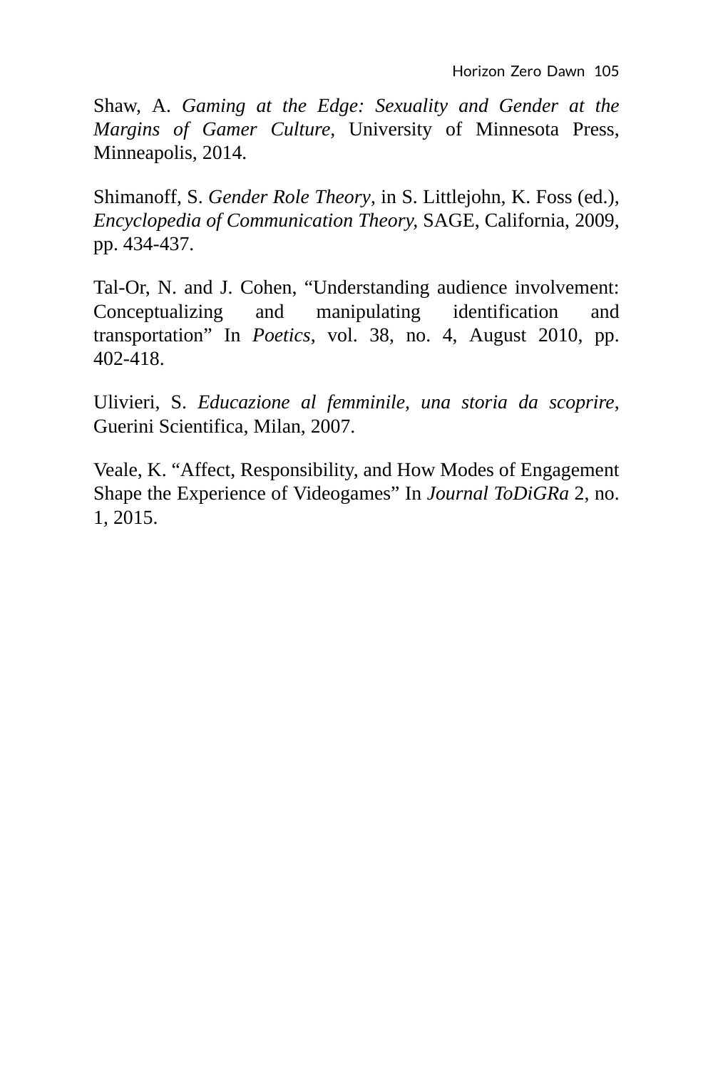Shaw, A. *Gaming at the Edge: Sexuality and Gender at the Margins of Gamer Culture*, University of Minnesota Press, Minneapolis, 2014.

Shimanoff, S. *Gender Role Theory*, in S. Littlejohn, K. Foss (ed.), *Encyclopedia of Communication Theory,* SAGE, California, 2009, pp. 434-437.

Tal-Or, N. and J. Cohen, "Understanding audience involvement: Conceptualizing and manipulating identification and transportation" In *Poetics*, vol. 38, no. 4, August 2010, pp. 402-418.

Ulivieri, S. *Educazione al femminile, una storia da scoprire*, Guerini Scientifica, Milan, 2007.

Veale, K. "Affect, Responsibility, and How Modes of Engagement Shape the Experience of Videogames" In *Journal ToDiGRa* 2, no. 1, 2015.